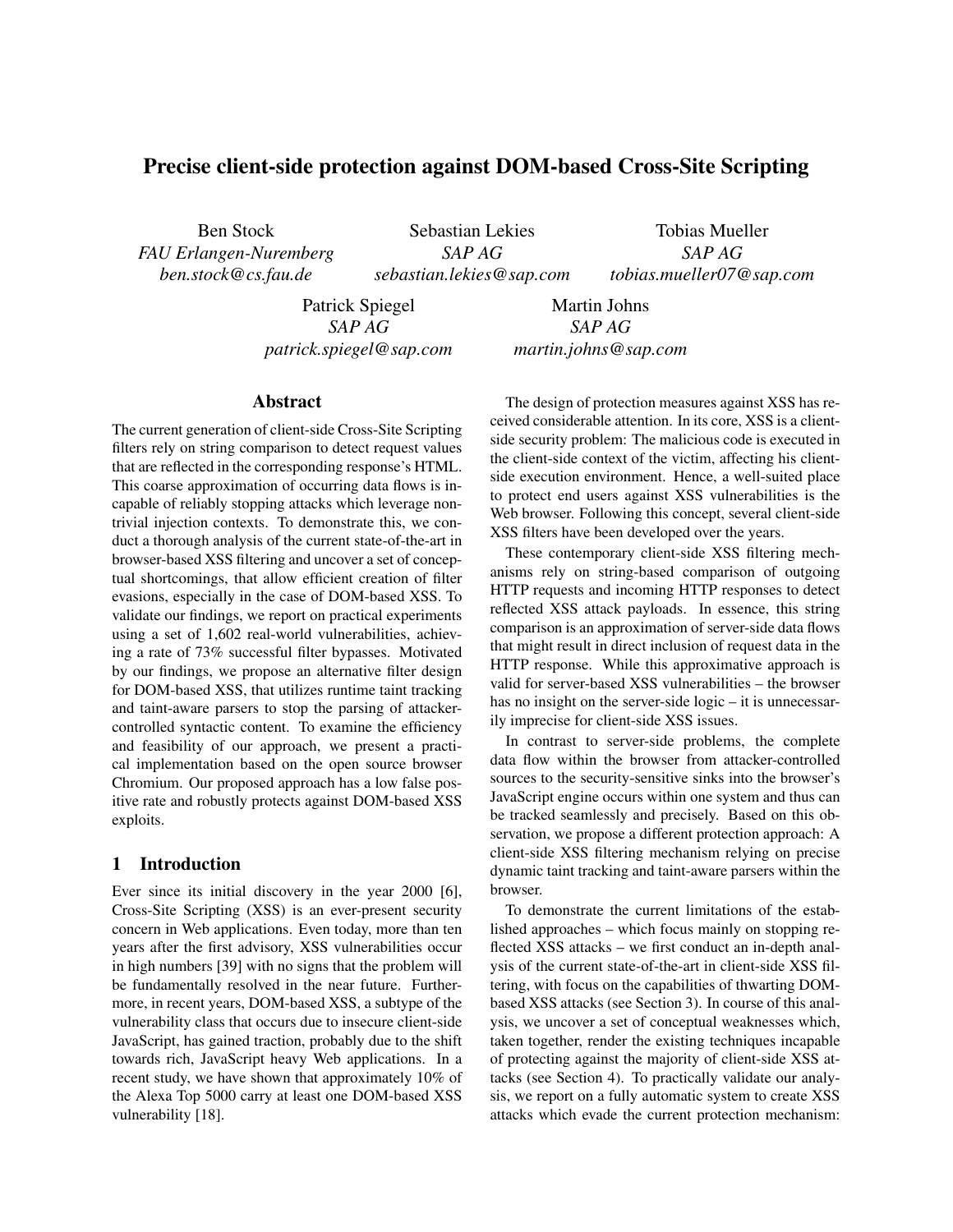# Precise client-side protection against DOM-based Cross-Site Scripting

Ben Stock
*FAU Erlangen-Nuremberg*
*ben.stock@cs.fau.de*

Sebastian Lekies
*SAP AG*
*sebastian.lekies@sap.com*

Tobias Mueller
*SAP AG*
*tobias.mueller07@sap.com*

Patrick Spiegel
*SAP AG*
*patrick.spiegel@sap.com*

Martin Johns
*SAP AG*
*martin.johns@sap.com*

## Abstract

The current generation of client-side Cross-Site Scripting filters rely on string comparison to detect request values that are reflected in the corresponding response's HTML. This coarse approximation of occurring data flows is incapable of reliably stopping attacks which leverage nontrivial injection contexts. To demonstrate this, we conduct a thorough analysis of the current state-of-the-art in browser-based XSS filtering and uncover a set of conceptual shortcomings, that allow efficient creation of filter evasions, especially in the case of DOM-based XSS. To validate our findings, we report on practical experiments using a set of 1,602 real-world vulnerabilities, achieving a rate of 73% successful filter bypasses. Motivated by our findings, we propose an alternative filter design for DOM-based XSS, that utilizes runtime taint tracking and taint-aware parsers to stop the parsing of attacker-controlled syntactic content. To examine the efficiency and feasibility of our approach, we present a practical implementation based on the open source browser Chromium. Our proposed approach has a low false positive rate and robustly protects against DOM-based XSS exploits.

## 1 Introduction

Ever since its initial discovery in the year 2000 [6], Cross-Site Scripting (XSS) is an ever-present security concern in Web applications. Even today, more than ten years after the first advisory, XSS vulnerabilities occur in high numbers [39] with no signs that the problem will be fundamentally resolved in the near future. Furthermore, in recent years, DOM-based XSS, a subtype of the vulnerability class that occurs due to insecure client-side JavaScript, has gained traction, probably due to the shift towards rich, JavaScript heavy Web applications. In a recent study, we have shown that approximately 10% of the Alexa Top 5000 carry at least one DOM-based XSS vulnerability [18].

The design of protection measures against XSS has received considerable attention. In its core, XSS is a client-side security problem: The malicious code is executed in the client-side context of the victim, affecting his client-side execution environment. Hence, a well-suited place to protect end users against XSS vulnerabilities is the Web browser. Following this concept, several client-side XSS filters have been developed over the years.

These contemporary client-side XSS filtering mechanisms rely on string-based comparison of outgoing HTTP requests and incoming HTTP responses to detect reflected XSS attack payloads. In essence, this string comparison is an approximation of server-side data flows that might result in direct inclusion of request data in the HTTP response. While this approximative approach is valid for server-based XSS vulnerabilities – the browser has no insight on the server-side logic – it is unnecessarily imprecise for client-side XSS issues.

In contrast to server-side problems, the complete data flow within the browser from attacker-controlled sources to the security-sensitive sinks into the browser's JavaScript engine occurs within one system and thus can be tracked seamlessly and precisely. Based on this observation, we propose a different protection approach: A client-side XSS filtering mechanism relying on precise dynamic taint tracking and taint-aware parsers within the browser.

To demonstrate the current limitations of the established approaches – which focus mainly on stopping reflected XSS attacks – we first conduct an in-depth analysis of the current state-of-the-art in client-side XSS filtering, with focus on the capabilities of thwarting DOM-based XSS attacks (see Section 3). In course of this analysis, we uncover a set of conceptual weaknesses which, taken together, render the existing techniques incapable of protecting against the majority of client-side XSS attacks (see Section 4). To practically validate our analysis, we report on a fully automatic system to create XSS attacks which evade the current protection mechanism: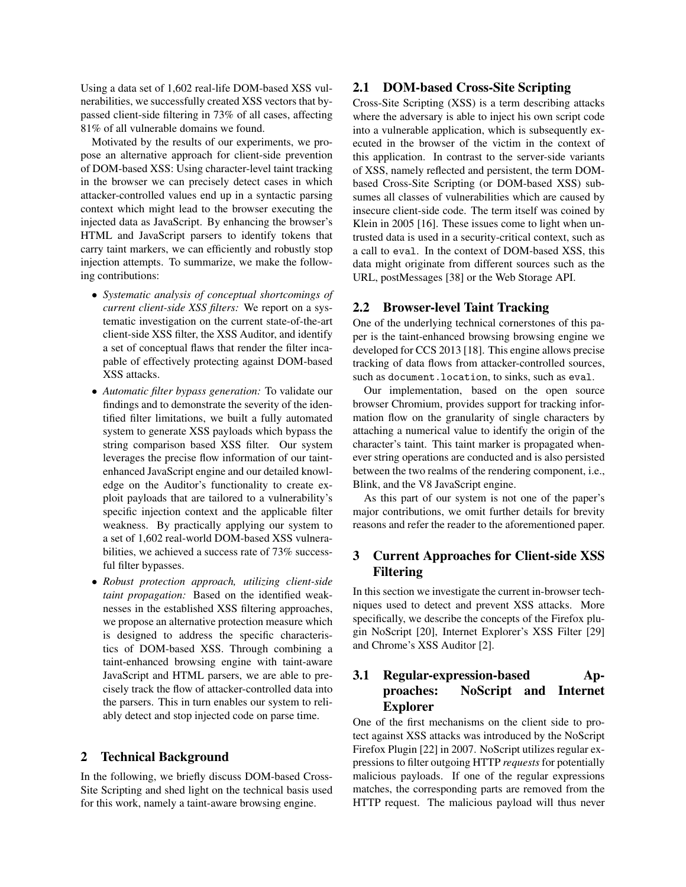Using a data set of 1,602 real-life DOM-based XSS vulnerabilities, we successfully created XSS vectors that bypassed client-side filtering in 73% of all cases, affecting 81% of all vulnerable domains we found.

Motivated by the results of our experiments, we propose an alternative approach for client-side prevention of DOM-based XSS: Using character-level taint tracking in the browser we can precisely detect cases in which attacker-controlled values end up in a syntactic parsing context which might lead to the browser executing the injected data as JavaScript. By enhancing the browser's HTML and JavaScript parsers to identify tokens that carry taint markers, we can efficiently and robustly stop injection attempts. To summarize, we make the following contributions:

- *Systematic analysis of conceptual shortcomings of current client-side XSS filters:* We report on a systematic investigation on the current state-of-the-art client-side XSS filter, the XSS Auditor, and identify a set of conceptual flaws that render the filter incapable of effectively protecting against DOM-based XSS attacks.
- *Automatic filter bypass generation:* To validate our findings and to demonstrate the severity of the identified filter limitations, we built a fully automated system to generate XSS payloads which bypass the string comparison based XSS filter. Our system leverages the precise flow information of our taint-enhanced JavaScript engine and our detailed knowledge on the Auditor's functionality to create exploit payloads that are tailored to a vulnerability's specific injection context and the applicable filter weakness. By practically applying our system to a set of 1,602 real-world DOM-based XSS vulnerabilities, we achieved a success rate of 73% successful filter bypasses.
- *Robust protection approach, utilizing client-side taint propagation:* Based on the identified weaknesses in the established XSS filtering approaches, we propose an alternative protection measure which is designed to address the specific characteristics of DOM-based XSS. Through combining a taint-enhanced browsing engine with taint-aware JavaScript and HTML parsers, we are able to precisely track the flow of attacker-controlled data into the parsers. This in turn enables our system to reliably detect and stop injected code on parse time.

## 2 Technical Background

In the following, we briefly discuss DOM-based Cross-Site Scripting and shed light on the technical basis used for this work, namely a taint-aware browsing engine.

### 2.1 DOM-based Cross-Site Scripting

Cross-Site Scripting (XSS) is a term describing attacks where the adversary is able to inject his own script code into a vulnerable application, which is subsequently executed in the browser of the victim in the context of this application. In contrast to the server-side variants of XSS, namely reflected and persistent, the term DOM-based Cross-Site Scripting (or DOM-based XSS) subsumes all classes of vulnerabilities which are caused by insecure client-side code. The term itself was coined by Klein in 2005 [16]. These issues come to light when untrusted data is used in a security-critical context, such as a call to `eval`. In the context of DOM-based XSS, this data might originate from different sources such as the URL, postMessages [38] or the Web Storage API.

### 2.2 Browser-level Taint Tracking

One of the underlying technical cornerstones of this paper is the taint-enhanced browsing browsing engine we developed for CCS 2013 [18]. This engine allows precise tracking of data flows from attacker-controlled sources, such as `document.location`, to sinks, such as `eval`.

Our implementation, based on the open source browser Chromium, provides support for tracking information flow on the granularity of single characters by attaching a numerical value to identify the origin of the character's taint. This taint marker is propagated whenever string operations are conducted and is also persisted between the two realms of the rendering component, i.e., Blink, and the V8 JavaScript engine.

As this part of our system is not one of the paper's major contributions, we omit further details for brevity reasons and refer the reader to the aforementioned paper.

## 3 Current Approaches for Client-side XSS Filtering

In this section we investigate the current in-browser techniques used to detect and prevent XSS attacks. More specifically, we describe the concepts of the Firefox plugin NoScript [20], Internet Explorer's XSS Filter [29] and Chrome's XSS Auditor [2].

### 3.1 Regular-expression-based Approaches: NoScript and Internet Explorer

One of the first mechanisms on the client side to protect against XSS attacks was introduced by the NoScript Firefox Plugin [22] in 2007. NoScript utilizes regular expressions to filter outgoing HTTP *requests* for potentially malicious payloads. If one of the regular expressions matches, the corresponding parts are removed from the HTTP request. The malicious payload will thus never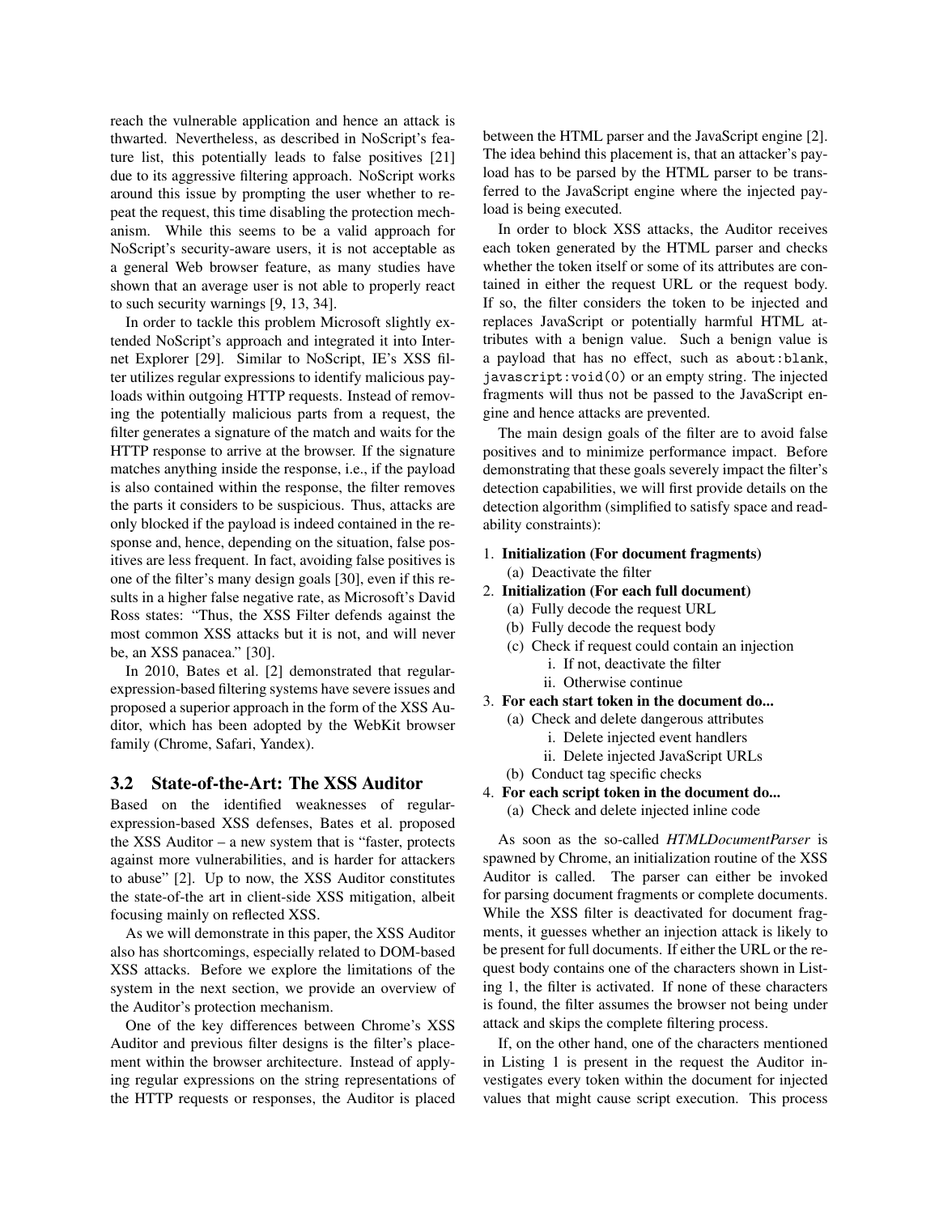reach the vulnerable application and hence an attack is thwarted. Nevertheless, as described in NoScript's feature list, this potentially leads to false positives [21] due to its aggressive filtering approach. NoScript works around this issue by prompting the user whether to repeat the request, this time disabling the protection mechanism. While this seems to be a valid approach for NoScript's security-aware users, it is not acceptable as a general Web browser feature, as many studies have shown that an average user is not able to properly react to such security warnings [9, 13, 34].

In order to tackle this problem Microsoft slightly extended NoScript's approach and integrated it into Internet Explorer [29]. Similar to NoScript, IE's XSS filter utilizes regular expressions to identify malicious payloads within outgoing HTTP requests. Instead of removing the potentially malicious parts from a request, the filter generates a signature of the match and waits for the HTTP response to arrive at the browser. If the signature matches anything inside the response, i.e., if the payload is also contained within the response, the filter removes the parts it considers to be suspicious. Thus, attacks are only blocked if the payload is indeed contained in the response and, hence, depending on the situation, false positives are less frequent. In fact, avoiding false positives is one of the filter's many design goals [30], even if this results in a higher false negative rate, as Microsoft's David Ross states: "Thus, the XSS Filter defends against the most common XSS attacks but it is not, and will never be, an XSS panacea." [30].

In 2010, Bates et al. [2] demonstrated that regular-expression-based filtering systems have severe issues and proposed a superior approach in the form of the XSS Auditor, which has been adopted by the WebKit browser family (Chrome, Safari, Yandex).

### 3.2 State-of-the-Art: The XSS Auditor

Based on the identified weaknesses of regular-expression-based XSS defenses, Bates et al. proposed the XSS Auditor – a new system that is "faster, protects against more vulnerabilities, and is harder for attackers to abuse" [2]. Up to now, the XSS Auditor constitutes the state-of-the art in client-side XSS mitigation, albeit focusing mainly on reflected XSS.

As we will demonstrate in this paper, the XSS Auditor also has shortcomings, especially related to DOM-based XSS attacks. Before we explore the limitations of the system in the next section, we provide an overview of the Auditor's protection mechanism.

One of the key differences between Chrome's XSS Auditor and previous filter designs is the filter's placement within the browser architecture. Instead of applying regular expressions on the string representations of the HTTP requests or responses, the Auditor is placed between the HTML parser and the JavaScript engine [2]. The idea behind this placement is, that an attacker's payload has to be parsed by the HTML parser to be transferred to the JavaScript engine where the injected payload is being executed.

In order to block XSS attacks, the Auditor receives each token generated by the HTML parser and checks whether the token itself or some of its attributes are contained in either the request URL or the request body. If so, the filter considers the token to be injected and replaces JavaScript or potentially harmful HTML attributes with a benign value. Such a benign value is a payload that has no effect, such as `about:blank`, `javascript:void(0)` or an empty string. The injected fragments will thus not be passed to the JavaScript engine and hence attacks are prevented.

The main design goals of the filter are to avoid false positives and to minimize performance impact. Before demonstrating that these goals severely impact the filter's detection capabilities, we will first provide details on the detection algorithm (simplified to satisfy space and readability constraints):

1. **Initialization (For document fragments)**
   (a) Deactivate the filter
2. **Initialization (For each full document)**
   (a) Fully decode the request URL
   (b) Fully decode the request body
   (c) Check if request could contain an injection
      i. If not, deactivate the filter
      ii. Otherwise continue
3. **For each start token in the document do...**
   (a) Check and delete dangerous attributes
      i. Delete injected event handlers
      ii. Delete injected JavaScript URLs
   (b) Conduct tag specific checks
4. **For each script token in the document do...**
   (a) Check and delete injected inline code

As soon as the so-called *HTMLDocumentParser* is spawned by Chrome, an initialization routine of the XSS Auditor is called. The parser can either be invoked for parsing document fragments or complete documents. While the XSS filter is deactivated for document fragments, it guesses whether an injection attack is likely to be present for full documents. If either the URL or the request body contains one of the characters shown in Listing 1, the filter is activated. If none of these characters is found, the filter assumes the browser not being under attack and skips the complete filtering process.

If, on the other hand, one of the characters mentioned in Listing 1 is present in the request the Auditor investigates every token within the document for injected values that might cause script execution. This process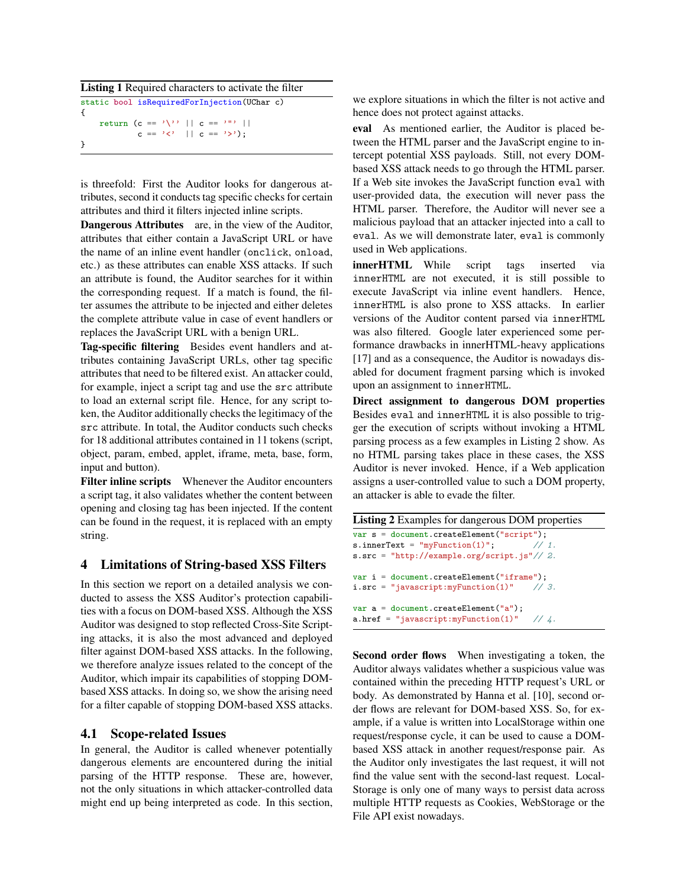**Listing 1** Required characters to activate the filter

```
static bool isRequiredForInjection(UChar c)
{
    return (c == '\'' || c == '"' ||
            c == '<'  || c == '>');
}
```

is threefold: First the Auditor looks for dangerous attributes, second it conducts tag specific checks for certain attributes and third it filters injected inline scripts.

**Dangerous Attributes** are, in the view of the Auditor, attributes that either contain a JavaScript URL or have the name of an inline event handler (`onclick`, `onload`, etc.) as these attributes can enable XSS attacks. If such an attribute is found, the Auditor searches for it within the corresponding request. If a match is found, the filter assumes the attribute to be injected and either deletes the complete attribute value in case of event handlers or replaces the JavaScript URL with a benign URL.

**Tag-specific filtering** Besides event handlers and attributes containing JavaScript URLs, other tag specific attributes that need to be filtered exist. An attacker could, for example, inject a script tag and use the `src` attribute to load an external script file. Hence, for any script token, the Auditor additionally checks the legitimacy of the `src` attribute. In total, the Auditor conducts such checks for 18 additional attributes contained in 11 tokens (script, object, param, embed, applet, iframe, meta, base, form, input and button).

**Filter inline scripts** Whenever the Auditor encounters a script tag, it also validates whether the content between opening and closing tag has been injected. If the content can be found in the request, it is replaced with an empty string.

# 4 Limitations of String-based XSS Filters

In this section we report on a detailed analysis we conducted to assess the XSS Auditor's protection capabilities with a focus on DOM-based XSS. Although the XSS Auditor was designed to stop reflected Cross-Site Scripting attacks, it is also the most advanced and deployed filter against DOM-based XSS attacks. In the following, we therefore analyze issues related to the concept of the Auditor, which impair its capabilities of stopping DOM-based XSS attacks. In doing so, we show the arising need for a filter capable of stopping DOM-based XSS attacks.

## 4.1 Scope-related Issues

In general, the Auditor is called whenever potentially dangerous elements are encountered during the initial parsing of the HTTP response. These are, however, not the only situations in which attacker-controlled data might end up being interpreted as code. In this section, we explore situations in which the filter is not active and hence does not protect against attacks.

**eval** As mentioned earlier, the Auditor is placed between the HTML parser and the JavaScript engine to intercept potential XSS payloads. Still, not every DOM-based XSS attack needs to go through the HTML parser. If a Web site invokes the JavaScript function `eval` with user-provided data, the execution will never pass the HTML parser. Therefore, the Auditor will never see a malicious payload that an attacker injected into a call to `eval`. As we will demonstrate later, `eval` is commonly used in Web applications.

**innerHTML** While script tags inserted via `innerHTML` are not executed, it is still possible to execute JavaScript via inline event handlers. Hence, `innerHTML` is also prone to XSS attacks. In earlier versions of the Auditor content parsed via `innerHTML` was also filtered. Google later experienced some performance drawbacks in innerHTML-heavy applications [17] and as a consequence, the Auditor is nowadays disabled for document fragment parsing which is invoked upon an assignment to `innerHTML`.

**Direct assignment to dangerous DOM properties** Besides `eval` and `innerHTML` it is also possible to trigger the execution of scripts without invoking a HTML parsing process as a few examples in Listing 2 show. As no HTML parsing takes place in these cases, the XSS Auditor is never invoked. Hence, if a Web application assigns a user-controlled value to such a DOM property, an attacker is able to evade the filter.

**Listing 2** Examples for dangerous DOM properties

```
var s = document.createElement("script");
s.innerText = "myFunction(1)";        // 1.
s.src = "http://example.org/script.js"// 2.

var i = document.createElement("iframe");
i.src = "javascript:myFunction(1)"    // 3.

var a = document.createElement("a");
a.href = "javascript:myFunction(1)"   // 4.
```

**Second order flows** When investigating a token, the Auditor always validates whether a suspicious value was contained within the preceding HTTP request's URL or body. As demonstrated by Hanna et al. [10], second order flows are relevant for DOM-based XSS. So, for example, if a value is written into LocalStorage within one request/response cycle, it can be used to cause a DOM-based XSS attack in another request/response pair. As the Auditor only investigates the last request, it will not find the value sent with the second-last request. LocalStorage is only one of many ways to persist data across multiple HTTP requests as Cookies, WebStorage or the File API exist nowadays.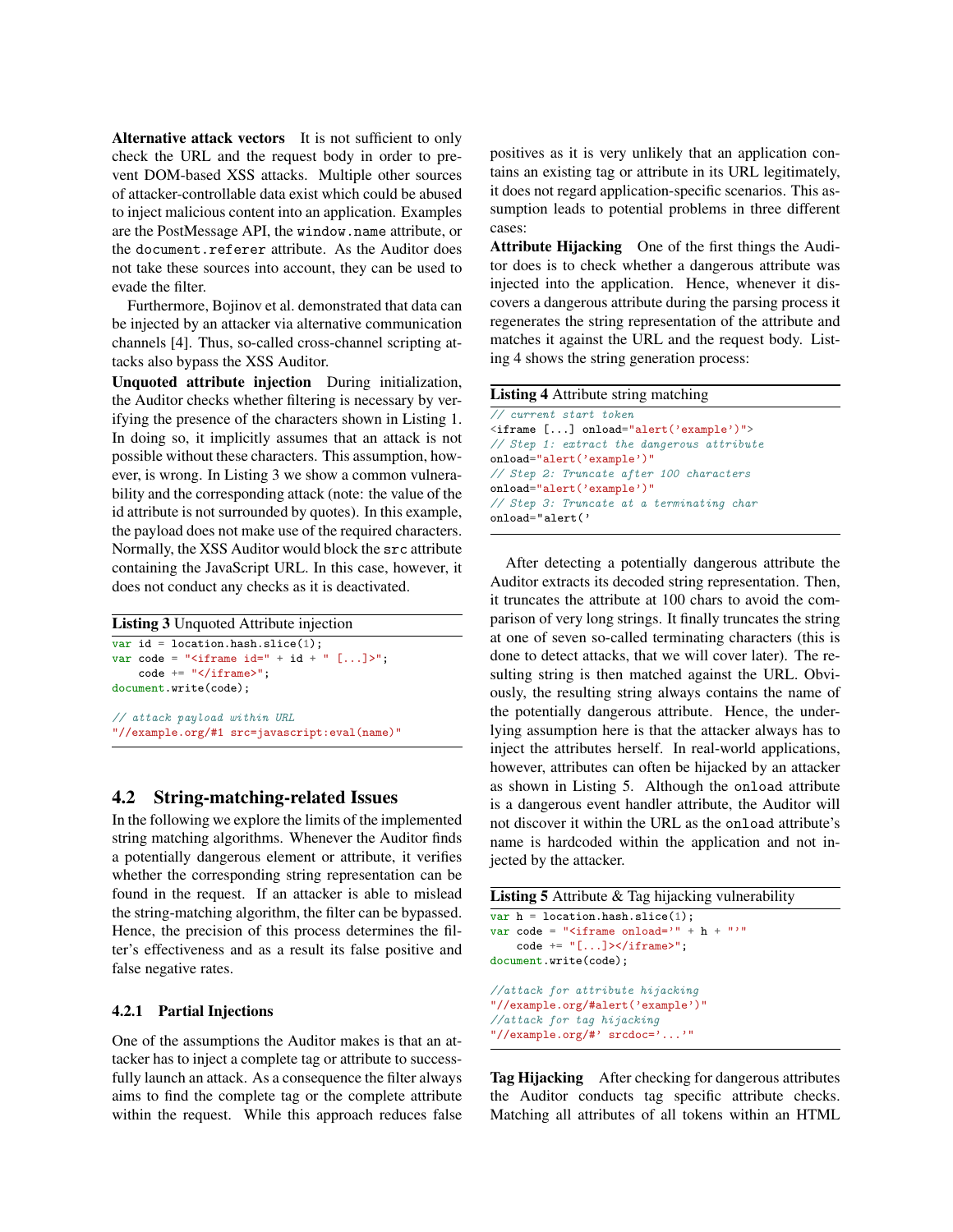**Alternative attack vectors** It is not sufficient to only check the URL and the request body in order to prevent DOM-based XSS attacks. Multiple other sources of attacker-controllable data exist which could be abused to inject malicious content into an application. Examples are the PostMessage API, the `window.name` attribute, or the `document.referer` attribute. As the Auditor does not take these sources into account, they can be used to evade the filter.

Furthermore, Bojinov et al. demonstrated that data can be injected by an attacker via alternative communication channels [4]. Thus, so-called cross-channel scripting attacks also bypass the XSS Auditor.

**Unquoted attribute injection** During initialization, the Auditor checks whether filtering is necessary by verifying the presence of the characters shown in Listing 1. In doing so, it implicitly assumes that an attack is not possible without these characters. This assumption, however, is wrong. In Listing 3 we show a common vulnerability and the corresponding attack (note: the value of the id attribute is not surrounded by quotes). In this example, the payload does not make use of the required characters. Normally, the XSS Auditor would block the `src` attribute containing the JavaScript URL. In this case, however, it does not conduct any checks as it is deactivated.

**Listing 3** Unquoted Attribute injection

```
var id = location.hash.slice(1);
var code = "<iframe id=" + id + " [...]>";
    code += "</iframe>";
document.write(code);

// attack payload within URL
"//example.org/#1 src=javascript:eval(name)"
```

## 4.2 String-matching-related Issues

In the following we explore the limits of the implemented string matching algorithms. Whenever the Auditor finds a potentially dangerous element or attribute, it verifies whether the corresponding string representation can be found in the request. If an attacker is able to mislead the string-matching algorithm, the filter can be bypassed. Hence, the precision of this process determines the filter's effectiveness and as a result its false positive and false negative rates.

### 4.2.1 Partial Injections

One of the assumptions the Auditor makes is that an attacker has to inject a complete tag or attribute to successfully launch an attack. As a consequence the filter always aims to find the complete tag or the complete attribute within the request. While this approach reduces false positives as it is very unlikely that an application contains an existing tag or attribute in its URL legitimately, it does not regard application-specific scenarios. This assumption leads to potential problems in three different cases:

**Attribute Hijacking** One of the first things the Auditor does is to check whether a dangerous attribute was injected into the application. Hence, whenever it discovers a dangerous attribute during the parsing process it regenerates the string representation of the attribute and matches it against the URL and the request body. Listing 4 shows the string generation process:

**Listing 4** Attribute string matching

```
// current start token
<iframe [...] onload="alert('example')">
// Step 1: extract the dangerous attribute
onload="alert('example')"
// Step 2: Truncate after 100 characters
onload="alert('example')"
// Step 3: Truncate at a terminating char
onload="alert('
```

After detecting a potentially dangerous attribute the Auditor extracts its decoded string representation. Then, it truncates the attribute at 100 chars to avoid the comparison of very long strings. It finally truncates the string at one of seven so-called terminating characters (this is done to detect attacks, that we will cover later). The resulting string is then matched against the URL. Obviously, the resulting string always contains the name of the potentially dangerous attribute. Hence, the underlying assumption here is that the attacker always has to inject the attributes herself. In real-world applications, however, attributes can often be hijacked by an attacker as shown in Listing 5. Although the `onload` attribute is a dangerous event handler attribute, the Auditor will not discover it within the URL as the `onload` attribute's name is hardcoded within the application and not injected by the attacker.

**Listing 5** Attribute & Tag hijacking vulnerability

```
var h = location.hash.slice(1);
var code = "<iframe onload='" + h + "'"
    code += "[...]></iframe>";
document.write(code);

//attack for attribute hijacking
"//example.org/#alert('example')"
//attack for tag hijacking
"//example.org/#' srcdoc='...'"
```

**Tag Hijacking** After checking for dangerous attributes the Auditor conducts tag specific attribute checks. Matching all attributes of all tokens within an HTML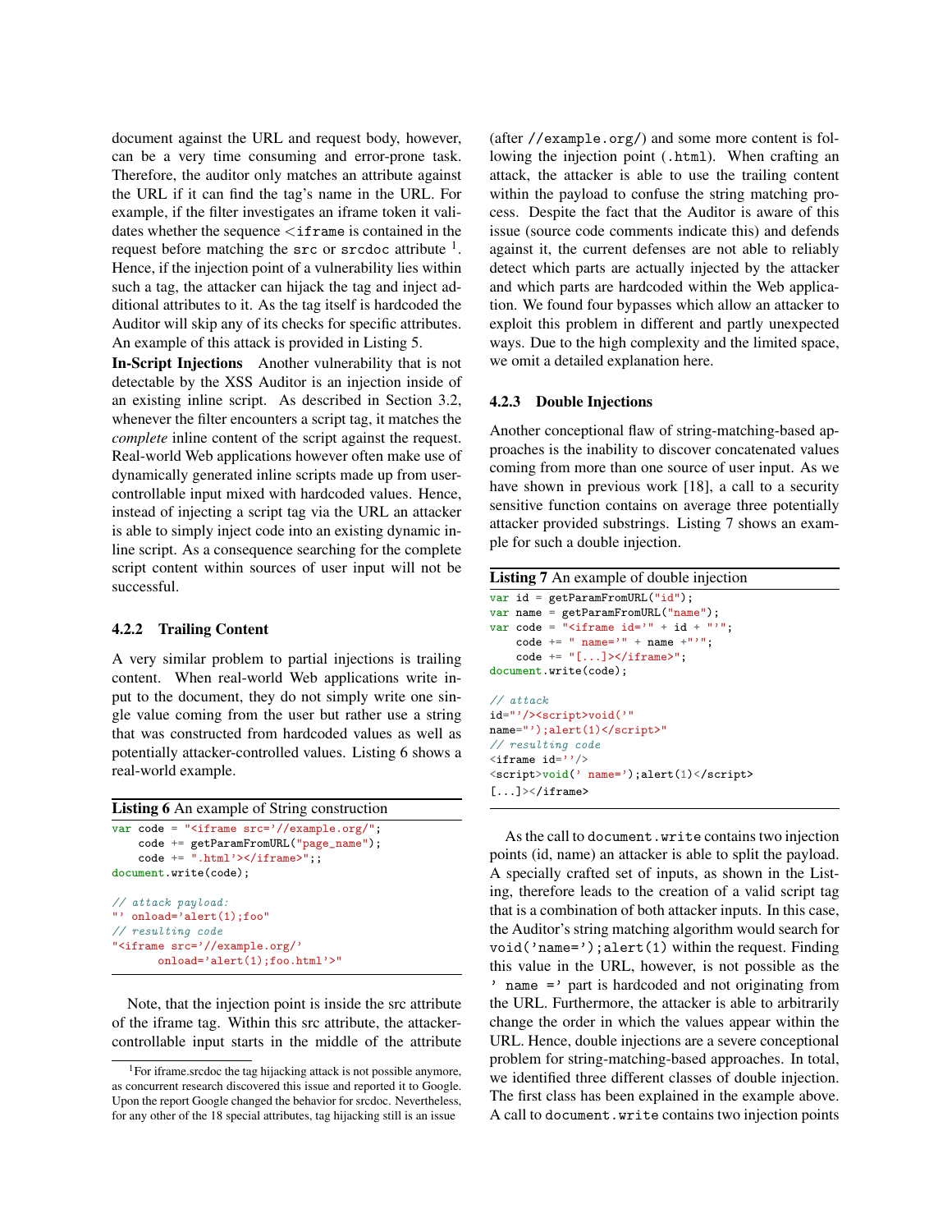document against the URL and request body, however, can be a very time consuming and error-prone task. Therefore, the auditor only matches an attribute against the URL if it can find the tag's name in the URL. For example, if the filter investigates an iframe token it validates whether the sequence `<iframe` is contained in the request before matching the `src` or `srcdoc` attribute [1]. Hence, if the injection point of a vulnerability lies within such a tag, the attacker can hijack the tag and inject additional attributes to it. As the tag itself is hardcoded the Auditor will skip any of its checks for specific attributes. An example of this attack is provided in Listing 5.

**In-Script Injections** Another vulnerability that is not detectable by the XSS Auditor is an injection inside of an existing inline script. As described in Section 3.2, whenever the filter encounters a script tag, it matches the *complete* inline content of the script against the request. Real-world Web applications however often make use of dynamically generated inline scripts made up from user-controllable input mixed with hardcoded values. Hence, instead of injecting a script tag via the URL an attacker is able to simply inject code into an existing dynamic inline script. As a consequence searching for the complete script content within sources of user input will not be successful.

### 4.2.2 Trailing Content

A very similar problem to partial injections is trailing content. When real-world Web applications write input to the document, they do not simply write one single value coming from the user but rather use a string that was constructed from hardcoded values as well as potentially attacker-controlled values. Listing 6 shows a real-world example.

**Listing 6** An example of String construction

```
var code = "<iframe src='//example.org/";
    code += getParamFromURL("page_name");
    code += ".html'></iframe>";;
document.write(code);

// attack payload:
"' onload='alert(1);foo"
// resulting code
"<iframe src='//example.org/'
       onload='alert(1);foo.html'>"
```

Note, that the injection point is inside the src attribute of the iframe tag. Within this src attribute, the attacker-controllable input starts in the middle of the attribute (after `//example.org/`) and some more content is following the injection point (`.html`). When crafting an attack, the attacker is able to use the trailing content within the payload to confuse the string matching process. Despite the fact that the Auditor is aware of this issue (source code comments indicate this) and defends against it, the current defenses are not able to reliably detect which parts are actually injected by the attacker and which parts are hardcoded within the Web application. We found four bypasses which allow an attacker to exploit this problem in different and partly unexpected ways. Due to the high complexity and the limited space, we omit a detailed explanation here.

### 4.2.3 Double Injections

Another conceptional flaw of string-matching-based approaches is the inability to discover concatenated values coming from more than one source of user input. As we have shown in previous work [18], a call to a security sensitive function contains on average three potentially attacker provided substrings. Listing 7 shows an example for such a double injection.

**Listing 7** An example of double injection

```
var id = getParamFromURL("id");
var name = getParamFromURL("name");
var code = "<iframe id='" + id + "'";
    code += " name='" + name +"'";
    code += "[...]></iframe>";
document.write(code);

// attack
id="'/><script>void('"
name="');alert(1)</script>"
// resulting code
<iframe id=''/>
<script>void(' name=');alert(1)</script>
[...]></iframe>
```

As the call to `document.write` contains two injection points (id, name) an attacker is able to split the payload. A specially crafted set of inputs, as shown in the Listing, therefore leads to the creation of a valid script tag that is a combination of both attacker inputs. In this case, the Auditor's string matching algorithm would search for `void('name=');alert(1)` within the request. Finding this value in the URL, however, is not possible as the `' name ='` part is hardcoded and not originating from the URL. Furthermore, the attacker is able to arbitrarily change the order in which the values appear within the URL. Hence, double injections are a severe conceptional problem for string-matching-based approaches. In total, we identified three different classes of double injection. The first class has been explained in the example above. A call to `document.write` contains two injection points

[1] For iframe.srcdoc the tag hijacking attack is not possible anymore, as concurrent research discovered this issue and reported it to Google. Upon the report Google changed the behavior for srcdoc. Nevertheless, for any other of the 18 special attributes, tag hijacking still is an issue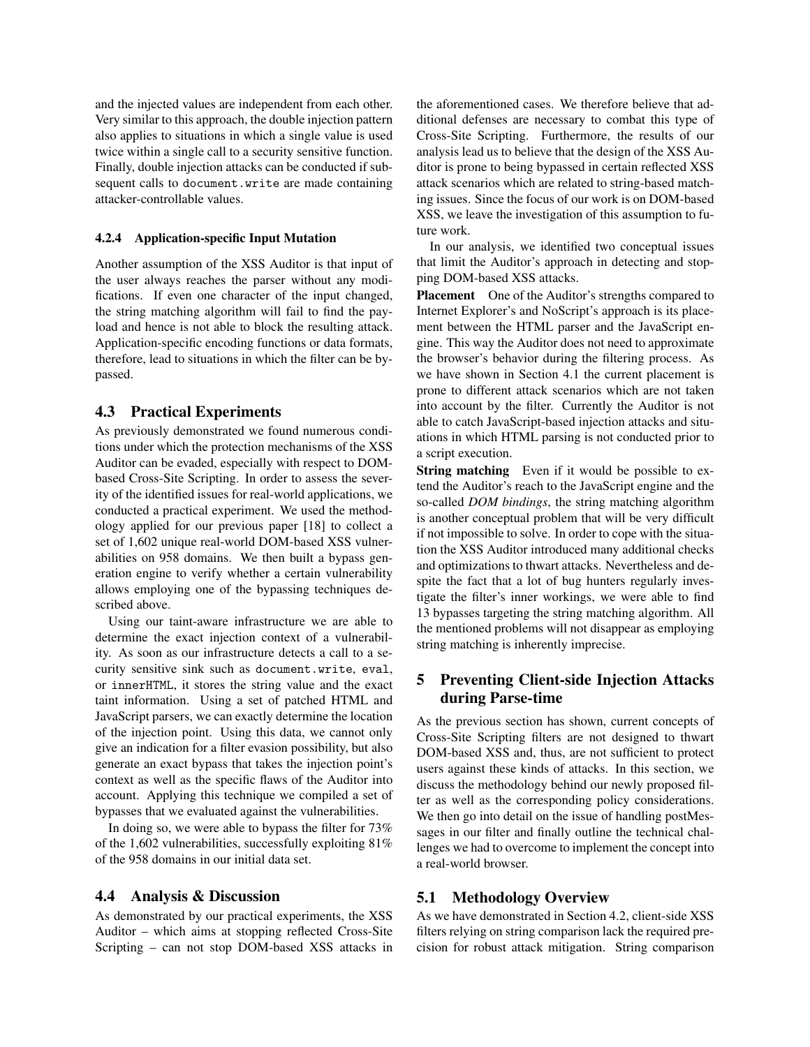and the injected values are independent from each other. Very similar to this approach, the double injection pattern also applies to situations in which a single value is used twice within a single call to a security sensitive function. Finally, double injection attacks can be conducted if subsequent calls to `document.write` are made containing attacker-controllable values.

#### 4.2.4 Application-specific Input Mutation

Another assumption of the XSS Auditor is that input of the user always reaches the parser without any modifications. If even one character of the input changed, the string matching algorithm will fail to find the payload and hence is not able to block the resulting attack. Application-specific encoding functions or data formats, therefore, lead to situations in which the filter can be bypassed.

### 4.3 Practical Experiments

As previously demonstrated we found numerous conditions under which the protection mechanisms of the XSS Auditor can be evaded, especially with respect to DOM-based Cross-Site Scripting. In order to assess the severity of the identified issues for real-world applications, we conducted a practical experiment. We used the methodology applied for our previous paper [18] to collect a set of 1,602 unique real-world DOM-based XSS vulnerabilities on 958 domains. We then built a bypass generation engine to verify whether a certain vulnerability allows employing one of the bypassing techniques described above.

Using our taint-aware infrastructure we are able to determine the exact injection context of a vulnerability. As soon as our infrastructure detects a call to a security sensitive sink such as `document.write`, `eval`, or `innerHTML`, it stores the string value and the exact taint information. Using a set of patched HTML and JavaScript parsers, we can exactly determine the location of the injection point. Using this data, we cannot only give an indication for a filter evasion possibility, but also generate an exact bypass that takes the injection point's context as well as the specific flaws of the Auditor into account. Applying this technique we compiled a set of bypasses that we evaluated against the vulnerabilities.

In doing so, we were able to bypass the filter for 73% of the 1,602 vulnerabilities, successfully exploiting 81% of the 958 domains in our initial data set.

### 4.4 Analysis & Discussion

As demonstrated by our practical experiments, the XSS Auditor – which aims at stopping reflected Cross-Site Scripting – can not stop DOM-based XSS attacks in the aforementioned cases. We therefore believe that additional defenses are necessary to combat this type of Cross-Site Scripting. Furthermore, the results of our analysis lead us to believe that the design of the XSS Auditor is prone to being bypassed in certain reflected XSS attack scenarios which are related to string-based matching issues. Since the focus of our work is on DOM-based XSS, we leave the investigation of this assumption to future work.

In our analysis, we identified two conceptual issues that limit the Auditor's approach in detecting and stopping DOM-based XSS attacks.

**Placement** One of the Auditor's strengths compared to Internet Explorer's and NoScript's approach is its placement between the HTML parser and the JavaScript engine. This way the Auditor does not need to approximate the browser's behavior during the filtering process. As we have shown in Section 4.1 the current placement is prone to different attack scenarios which are not taken into account by the filter. Currently the Auditor is not able to catch JavaScript-based injection attacks and situations in which HTML parsing is not conducted prior to a script execution.

**String matching** Even if it would be possible to extend the Auditor's reach to the JavaScript engine and the so-called *DOM bindings*, the string matching algorithm is another conceptual problem that will be very difficult if not impossible to solve. In order to cope with the situation the XSS Auditor introduced many additional checks and optimizations to thwart attacks. Nevertheless and despite the fact that a lot of bug hunters regularly investigate the filter's inner workings, we were able to find 13 bypasses targeting the string matching algorithm. All the mentioned problems will not disappear as employing string matching is inherently imprecise.

## 5 Preventing Client-side Injection Attacks during Parse-time

As the previous section has shown, current concepts of Cross-Site Scripting filters are not designed to thwart DOM-based XSS and, thus, are not sufficient to protect users against these kinds of attacks. In this section, we discuss the methodology behind our newly proposed filter as well as the corresponding policy considerations. We then go into detail on the issue of handling postMessages in our filter and finally outline the technical challenges we had to overcome to implement the concept into a real-world browser.

### 5.1 Methodology Overview

As we have demonstrated in Section 4.2, client-side XSS filters relying on string comparison lack the required precision for robust attack mitigation. String comparison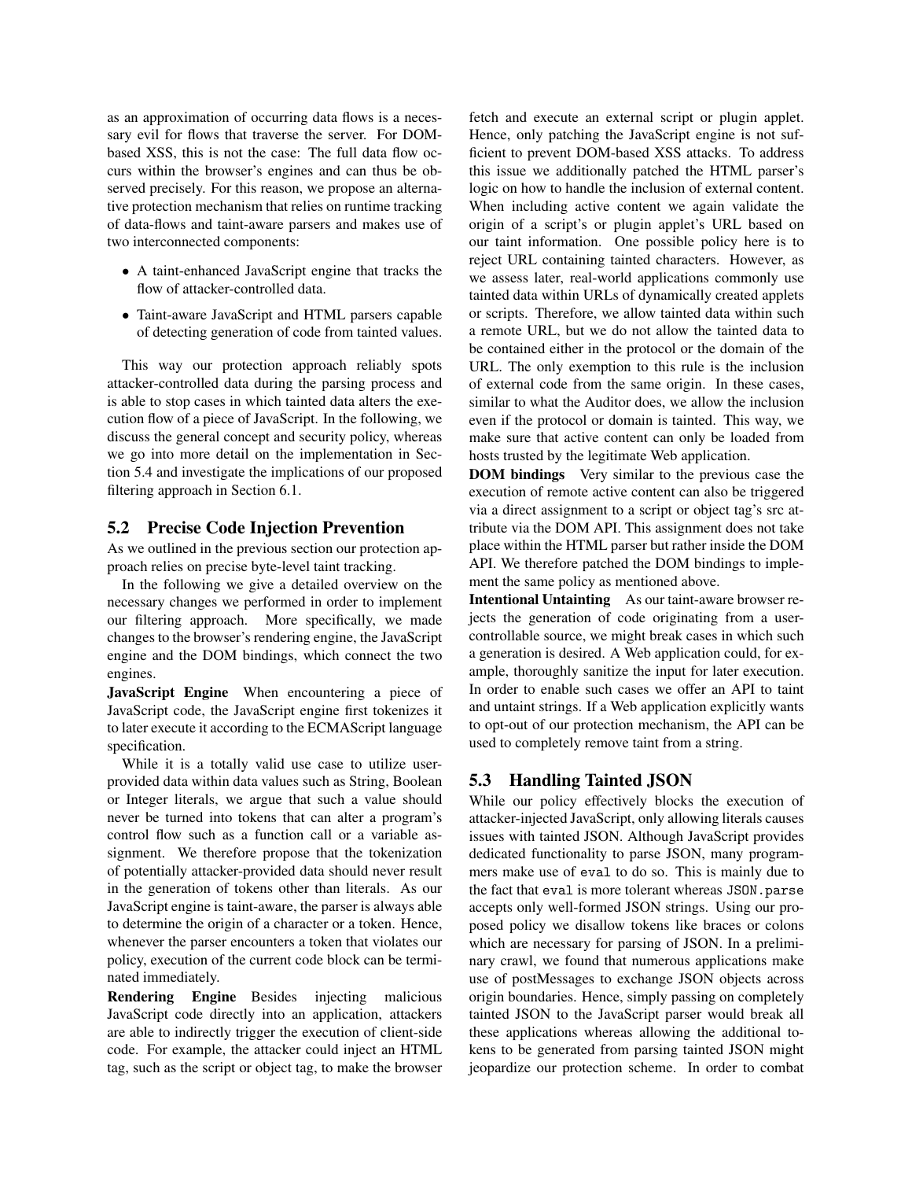as an approximation of occurring data flows is a necessary evil for flows that traverse the server. For DOM-based XSS, this is not the case: The full data flow occurs within the browser's engines and can thus be observed precisely. For this reason, we propose an alternative protection mechanism that relies on runtime tracking of data-flows and taint-aware parsers and makes use of two interconnected components:

- A taint-enhanced JavaScript engine that tracks the flow of attacker-controlled data.
- Taint-aware JavaScript and HTML parsers capable of detecting generation of code from tainted values.

This way our protection approach reliably spots attacker-controlled data during the parsing process and is able to stop cases in which tainted data alters the execution flow of a piece of JavaScript. In the following, we discuss the general concept and security policy, whereas we go into more detail on the implementation in Section 5.4 and investigate the implications of our proposed filtering approach in Section 6.1.

## 5.2 Precise Code Injection Prevention

As we outlined in the previous section our protection approach relies on precise byte-level taint tracking.

In the following we give a detailed overview on the necessary changes we performed in order to implement our filtering approach. More specifically, we made changes to the browser's rendering engine, the JavaScript engine and the DOM bindings, which connect the two engines.

**JavaScript Engine** When encountering a piece of JavaScript code, the JavaScript engine first tokenizes it to later execute it according to the ECMAScript language specification.

While it is a totally valid use case to utilize user-provided data within data values such as String, Boolean or Integer literals, we argue that such a value should never be turned into tokens that can alter a program's control flow such as a function call or a variable assignment. We therefore propose that the tokenization of potentially attacker-provided data should never result in the generation of tokens other than literals. As our JavaScript engine is taint-aware, the parser is always able to determine the origin of a character or a token. Hence, whenever the parser encounters a token that violates our policy, execution of the current code block can be terminated immediately.

**Rendering Engine** Besides injecting malicious JavaScript code directly into an application, attackers are able to indirectly trigger the execution of client-side code. For example, the attacker could inject an HTML tag, such as the script or object tag, to make the browser fetch and execute an external script or plugin applet. Hence, only patching the JavaScript engine is not sufficient to prevent DOM-based XSS attacks. To address this issue we additionally patched the HTML parser's logic on how to handle the inclusion of external content. When including active content we again validate the origin of a script's or plugin applet's URL based on our taint information. One possible policy here is to reject URL containing tainted characters. However, as we assess later, real-world applications commonly use tainted data within URLs of dynamically created applets or scripts. Therefore, we allow tainted data within such a remote URL, but we do not allow the tainted data to be contained either in the protocol or the domain of the URL. The only exemption to this rule is the inclusion of external code from the same origin. In these cases, similar to what the Auditor does, we allow the inclusion even if the protocol or domain is tainted. This way, we make sure that active content can only be loaded from hosts trusted by the legitimate Web application.

**DOM bindings** Very similar to the previous case the execution of remote active content can also be triggered via a direct assignment to a script or object tag's src attribute via the DOM API. This assignment does not take place within the HTML parser but rather inside the DOM API. We therefore patched the DOM bindings to implement the same policy as mentioned above.

**Intentional Untainting** As our taint-aware browser rejects the generation of code originating from a user-controllable source, we might break cases in which such a generation is desired. A Web application could, for example, thoroughly sanitize the input for later execution. In order to enable such cases we offer an API to taint and untaint strings. If a Web application explicitly wants to opt-out of our protection mechanism, the API can be used to completely remove taint from a string.

## 5.3 Handling Tainted JSON

While our policy effectively blocks the execution of attacker-injected JavaScript, only allowing literals causes issues with tainted JSON. Although JavaScript provides dedicated functionality to parse JSON, many programmers make use of `eval` to do so. This is mainly due to the fact that `eval` is more tolerant whereas `JSON.parse` accepts only well-formed JSON strings. Using our proposed policy we disallow tokens like braces or colons which are necessary for parsing of JSON. In a preliminary crawl, we found that numerous applications make use of postMessages to exchange JSON objects across origin boundaries. Hence, simply passing on completely tainted JSON to the JavaScript parser would break all these applications whereas allowing the additional tokens to be generated from parsing tainted JSON might jeopardize our protection scheme. In order to combat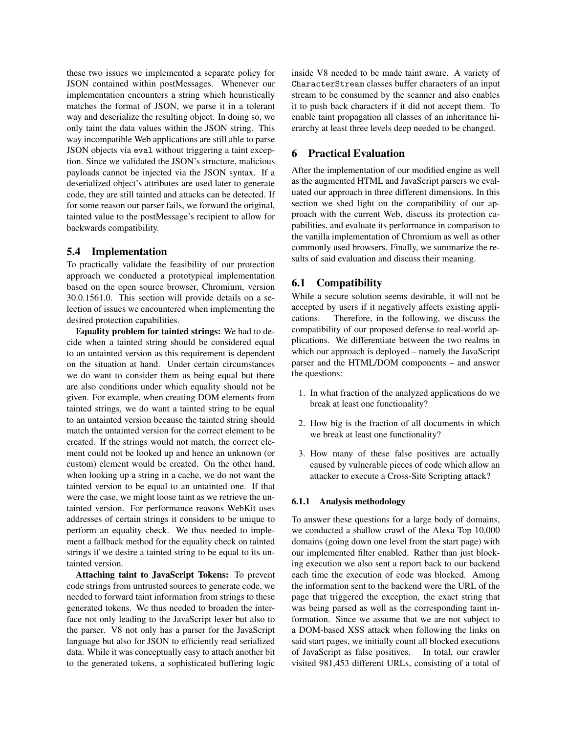these two issues we implemented a separate policy for JSON contained within postMessages. Whenever our implementation encounters a string which heuristically matches the format of JSON, we parse it in a tolerant way and deserialize the resulting object. In doing so, we only taint the data values within the JSON string. This way incompatible Web applications are still able to parse JSON objects via `eval` without triggering a taint exception. Since we validated the JSON's structure, malicious payloads cannot be injected via the JSON syntax. If a deserialized object's attributes are used later to generate code, they are still tainted and attacks can be detected. If for some reason our parser fails, we forward the original, tainted value to the postMessage's recipient to allow for backwards compatibility.

## 5.4 Implementation

To practically validate the feasibility of our protection approach we conducted a prototypical implementation based on the open source browser, Chromium, version 30.0.1561.0. This section will provide details on a selection of issues we encountered when implementing the desired protection capabilities.

**Equality problem for tainted strings:** We had to decide when a tainted string should be considered equal to an untainted version as this requirement is dependent on the situation at hand. Under certain circumstances we do want to consider them as being equal but there are also conditions under which equality should not be given. For example, when creating DOM elements from tainted strings, we do want a tainted string to be equal to an untainted version because the tainted string should match the untainted version for the correct element to be created. If the strings would not match, the correct element could not be looked up and hence an unknown (or custom) element would be created. On the other hand, when looking up a string in a cache, we do not want the tainted version to be equal to an untainted one. If that were the case, we might loose taint as we retrieve the untainted version. For performance reasons WebKit uses addresses of certain strings it considers to be unique to perform an equality check. We thus needed to implement a fallback method for the equality check on tainted strings if we desire a tainted string to be equal to its untainted version.

**Attaching taint to JavaScript Tokens:** To prevent code strings from untrusted sources to generate code, we needed to forward taint information from strings to these generated tokens. We thus needed to broaden the interface not only leading to the JavaScript lexer but also to the parser. V8 not only has a parser for the JavaScript language but also for JSON to efficiently read serialized data. While it was conceptually easy to attach another bit to the generated tokens, a sophisticated buffering logic inside V8 needed to be made taint aware. A variety of `CharacterStream` classes buffer characters of an input stream to be consumed by the scanner and also enables it to push back characters if it did not accept them. To enable taint propagation all classes of an inheritance hierarchy at least three levels deep needed to be changed.

# 6 Practical Evaluation

After the implementation of our modified engine as well as the augmented HTML and JavaScript parsers we evaluated our approach in three different dimensions. In this section we shed light on the compatibility of our approach with the current Web, discuss its protection capabilities, and evaluate its performance in comparison to the vanilla implementation of Chromium as well as other commonly used browsers. Finally, we summarize the results of said evaluation and discuss their meaning.

## 6.1 Compatibility

While a secure solution seems desirable, it will not be accepted by users if it negatively affects existing applications. Therefore, in the following, we discuss the compatibility of our proposed defense to real-world applications. We differentiate between the two realms in which our approach is deployed – namely the JavaScript parser and the HTML/DOM components – and answer the questions:

1. In what fraction of the analyzed applications do we break at least one functionality?
2. How big is the fraction of all documents in which we break at least one functionality?
3. How many of these false positives are actually caused by vulnerable pieces of code which allow an attacker to execute a Cross-Site Scripting attack?

### 6.1.1 Analysis methodology

To answer these questions for a large body of domains, we conducted a shallow crawl of the Alexa Top 10,000 domains (going down one level from the start page) with our implemented filter enabled. Rather than just blocking execution we also sent a report back to our backend each time the execution of code was blocked. Among the information sent to the backend were the URL of the page that triggered the exception, the exact string that was being parsed as well as the corresponding taint information. Since we assume that we are not subject to a DOM-based XSS attack when following the links on said start pages, we initially count all blocked executions of JavaScript as false positives. In total, our crawler visited 981,453 different URLs, consisting of a total of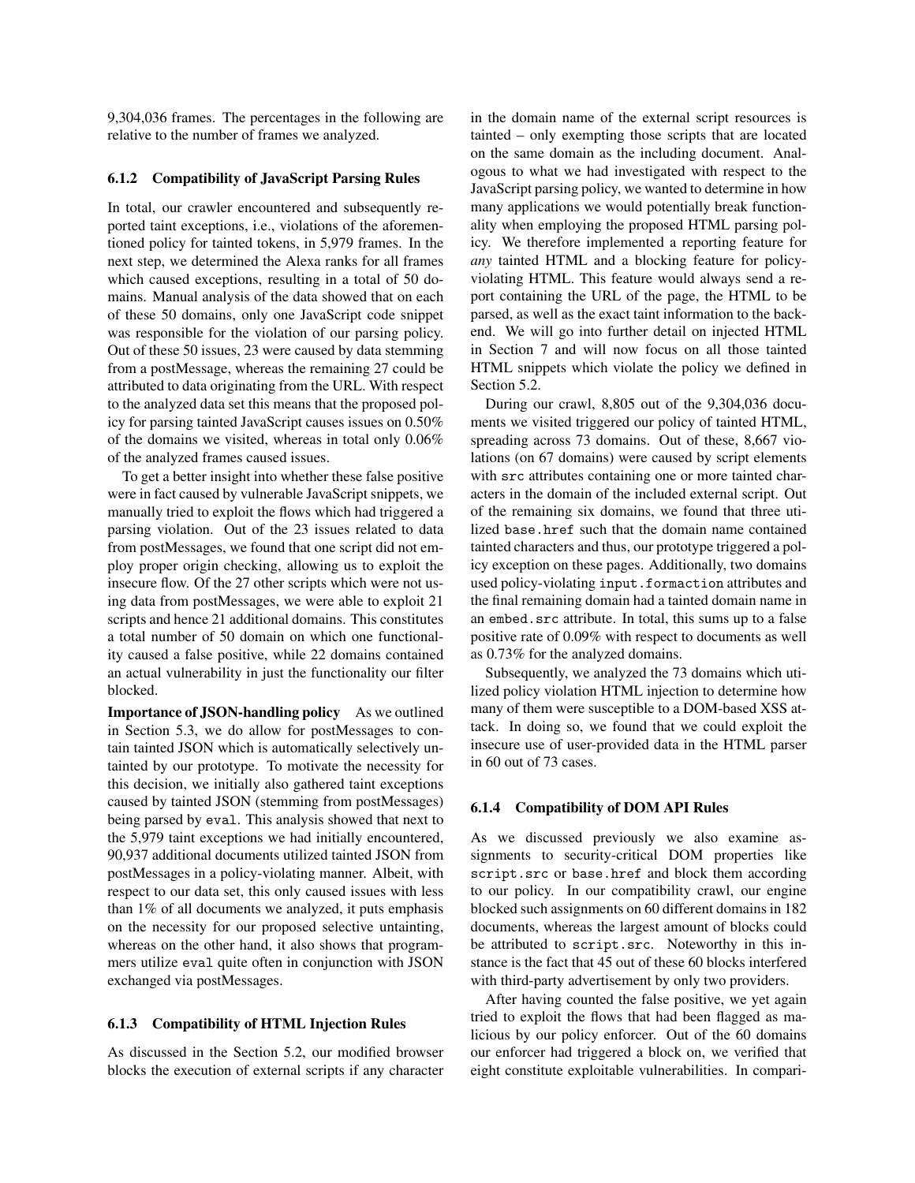9,304,036 frames. The percentages in the following are relative to the number of frames we analyzed.

### 6.1.2 Compatibility of JavaScript Parsing Rules

In total, our crawler encountered and subsequently reported taint exceptions, i.e., violations of the aforementioned policy for tainted tokens, in 5,979 frames. In the next step, we determined the Alexa ranks for all frames which caused exceptions, resulting in a total of 50 domains. Manual analysis of the data showed that on each of these 50 domains, only one JavaScript code snippet was responsible for the violation of our parsing policy. Out of these 50 issues, 23 were caused by data stemming from a postMessage, whereas the remaining 27 could be attributed to data originating from the URL. With respect to the analyzed data set this means that the proposed policy for parsing tainted JavaScript causes issues on 0.50% of the domains we visited, whereas in total only 0.06% of the analyzed frames caused issues.

To get a better insight into whether these false positive were in fact caused by vulnerable JavaScript snippets, we manually tried to exploit the flows which had triggered a parsing violation. Out of the 23 issues related to data from postMessages, we found that one script did not employ proper origin checking, allowing us to exploit the insecure flow. Of the 27 other scripts which were not using data from postMessages, we were able to exploit 21 scripts and hence 21 additional domains. This constitutes a total number of 50 domain on which one functionality caused a false positive, while 22 domains contained an actual vulnerability in just the functionality our filter blocked.

**Importance of JSON-handling policy** As we outlined in Section 5.3, we do allow for postMessages to contain tainted JSON which is automatically selectively untainted by our prototype. To motivate the necessity for this decision, we initially also gathered taint exceptions caused by tainted JSON (stemming from postMessages) being parsed by `eval`. This analysis showed that next to the 5,979 taint exceptions we had initially encountered, 90,937 additional documents utilized tainted JSON from postMessages in a policy-violating manner. Albeit, with respect to our data set, this only caused issues with less than 1% of all documents we analyzed, it puts emphasis on the necessity for our proposed selective untainting, whereas on the other hand, it also shows that programmers utilize `eval` quite often in conjunction with JSON exchanged via postMessages.

### 6.1.3 Compatibility of HTML Injection Rules

As discussed in the Section 5.2, our modified browser blocks the execution of external scripts if any character in the domain name of the external script resources is tainted – only exempting those scripts that are located on the same domain as the including document. Analogous to what we had investigated with respect to the JavaScript parsing policy, we wanted to determine in how many applications we would potentially break functionality when employing the proposed HTML parsing policy. We therefore implemented a reporting feature for *any* tainted HTML and a blocking feature for policy-violating HTML. This feature would always send a report containing the URL of the page, the HTML to be parsed, as well as the exact taint information to the backend. We will go into further detail on injected HTML in Section 7 and will now focus on all those tainted HTML snippets which violate the policy we defined in Section 5.2.

During our crawl, 8,805 out of the 9,304,036 documents we visited triggered our policy of tainted HTML, spreading across 73 domains. Out of these, 8,667 violations (on 67 domains) were caused by script elements with `src` attributes containing one or more tainted characters in the domain of the included external script. Out of the remaining six domains, we found that three utilized `base.href` such that the domain name contained tainted characters and thus, our prototype triggered a policy exception on these pages. Additionally, two domains used policy-violating `input.formaction` attributes and the final remaining domain had a tainted domain name in an `embed.src` attribute. In total, this sums up to a false positive rate of 0.09% with respect to documents as well as 0.73% for the analyzed domains.

Subsequently, we analyzed the 73 domains which utilized policy violation HTML injection to determine how many of them were susceptible to a DOM-based XSS attack. In doing so, we found that we could exploit the insecure use of user-provided data in the HTML parser in 60 out of 73 cases.

### 6.1.4 Compatibility of DOM API Rules

As we discussed previously we also examine assignments to security-critical DOM properties like `script.src` or `base.href` and block them according to our policy. In our compatibility crawl, our engine blocked such assignments on 60 different domains in 182 documents, whereas the largest amount of blocks could be attributed to `script.src`. Noteworthy in this instance is the fact that 45 out of these 60 blocks interfered with third-party advertisement by only two providers.

After having counted the false positive, we yet again tried to exploit the flows that had been flagged as malicious by our policy enforcer. Out of the 60 domains our enforcer had triggered a block on, we verified that eight constitute exploitable vulnerabilities. In compari-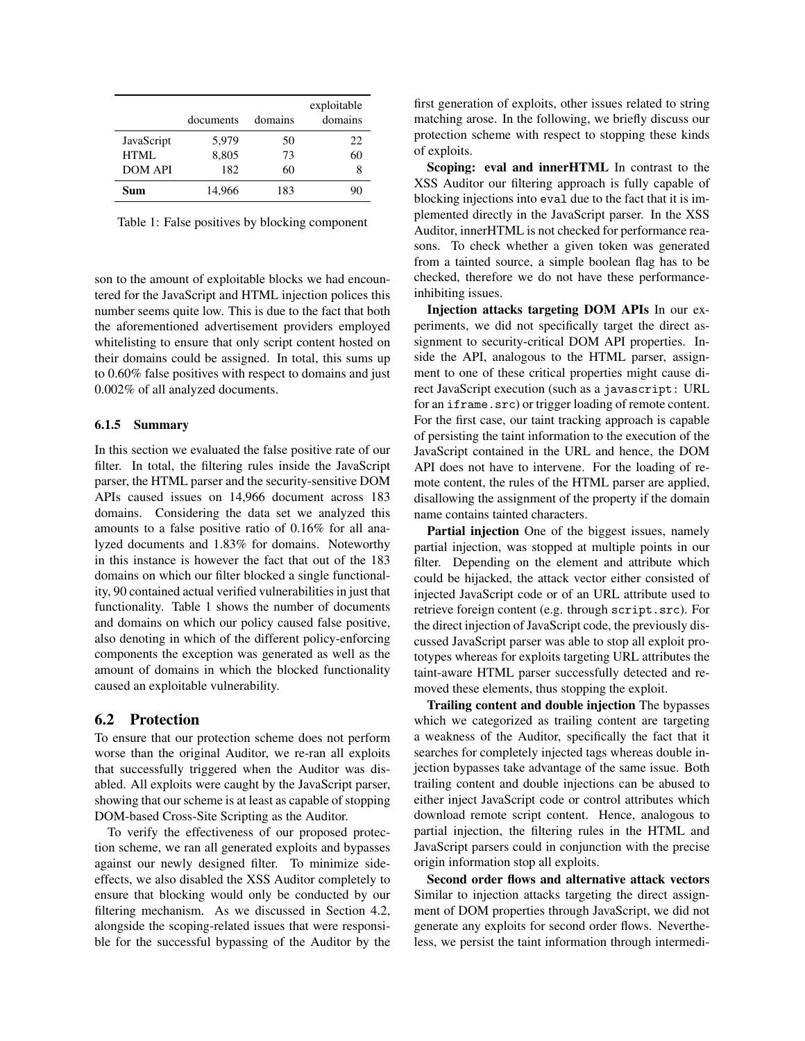| | documents | domains | exploitable domains |
|---|---|---|---|
| JavaScript | 5,979 | 50 | 22 |
| HTML | 8,805 | 73 | 60 |
| DOM API | 182 | 60 | 8 |
| **Sum** | 14,966 | 183 | 90 |

Table 1: False positives by blocking component

son to the amount of exploitable blocks we had encountered for the JavaScript and HTML injection polices this number seems quite low. This is due to the fact that both the aforementioned advertisement providers employed whitelisting to ensure that only script content hosted on their domains could be assigned. In total, this sums up to 0.60% false positives with respect to domains and just 0.002% of all analyzed documents.

#### 6.1.5 Summary

In this section we evaluated the false positive rate of our filter. In total, the filtering rules inside the JavaScript parser, the HTML parser and the security-sensitive DOM APIs caused issues on 14,966 document across 183 domains. Considering the data set we analyzed this amounts to a false positive ratio of 0.16% for all analyzed documents and 1.83% for domains. Noteworthy in this instance is however the fact that out of the 183 domains on which our filter blocked a single functionality, 90 contained actual verified vulnerabilities in just that functionality. Table 1 shows the number of documents and domains on which our policy caused false positive, also denoting in which of the different policy-enforcing components the exception was generated as well as the amount of domains in which the blocked functionality caused an exploitable vulnerability.

## 6.2 Protection

To ensure that our protection scheme does not perform worse than the original Auditor, we re-ran all exploits that successfully triggered when the Auditor was disabled. All exploits were caught by the JavaScript parser, showing that our scheme is at least as capable of stopping DOM-based Cross-Site Scripting as the Auditor.

To verify the effectiveness of our proposed protection scheme, we ran all generated exploits and bypasses against our newly designed filter. To minimize side-effects, we also disabled the XSS Auditor completely to ensure that blocking would only be conducted by our filtering mechanism. As we discussed in Section 4.2, alongside the scoping-related issues that were responsible for the successful bypassing of the Auditor by the first generation of exploits, other issues related to string matching arose. In the following, we briefly discuss our protection scheme with respect to stopping these kinds of exploits.

**Scoping: eval and innerHTML** In contrast to the XSS Auditor our filtering approach is fully capable of blocking injections into `eval` due to the fact that it is implemented directly in the JavaScript parser. In the XSS Auditor, innerHTML is not checked for performance reasons. To check whether a given token was generated from a tainted source, a simple boolean flag has to be checked, therefore we do not have these performance-inhibiting issues.

**Injection attacks targeting DOM APIs** In our experiments, we did not specifically target the direct assignment to security-critical DOM API properties. Inside the API, analogous to the HTML parser, assignment to one of these critical properties might cause direct JavaScript execution (such as a `javascript:` URL for an `iframe.src`) or trigger loading of remote content. For the first case, our taint tracking approach is capable of persisting the taint information to the execution of the JavaScript contained in the URL and hence, the DOM API does not have to intervene. For the loading of remote content, the rules of the HTML parser are applied, disallowing the assignment of the property if the domain name contains tainted characters.

**Partial injection** One of the biggest issues, namely partial injection, was stopped at multiple points in our filter. Depending on the element and attribute which could be hijacked, the attack vector either consisted of injected JavaScript code or of an URL attribute used to retrieve foreign content (e.g. through `script.src`). For the direct injection of JavaScript code, the previously discussed JavaScript parser was able to stop all exploit prototypes whereas for exploits targeting URL attributes the taint-aware HTML parser successfully detected and removed these elements, thus stopping the exploit.

**Trailing content and double injection** The bypasses which we categorized as trailing content are targeting a weakness of the Auditor, specifically the fact that it searches for completely injected tags whereas double injection bypasses take advantage of the same issue. Both trailing content and double injections can be abused to either inject JavaScript code or control attributes which download remote script content. Hence, analogous to partial injection, the filtering rules in the HTML and JavaScript parsers could in conjunction with the precise origin information stop all exploits.

**Second order flows and alternative attack vectors** Similar to injection attacks targeting the direct assignment of DOM properties through JavaScript, we did not generate any exploits for second order flows. Nevertheless, we persist the taint information through intermedi-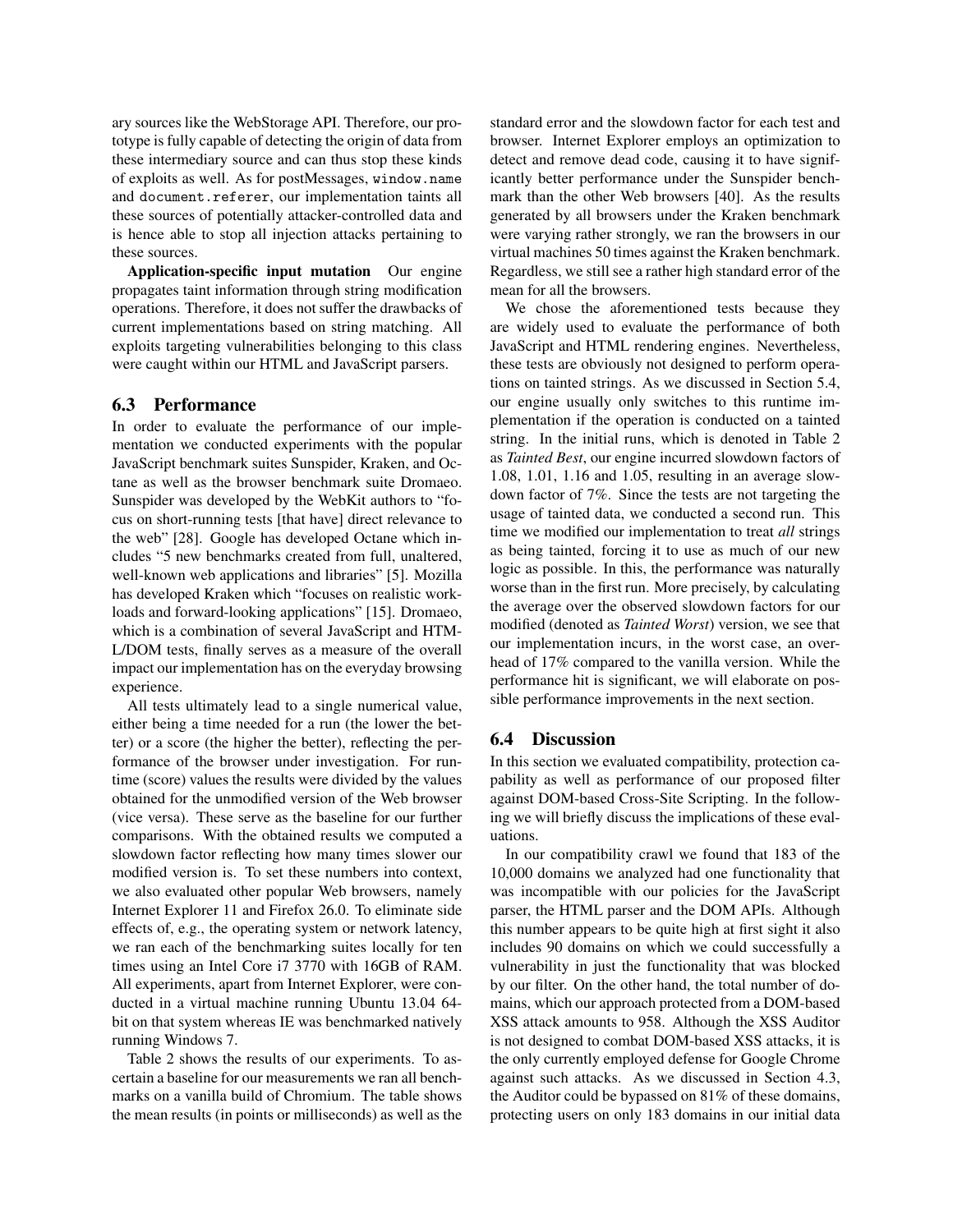ary sources like the WebStorage API. Therefore, our prototype is fully capable of detecting the origin of data from these intermediary source and can thus stop these kinds of exploits as well. As for postMessages, `window.name` and `document.referer`, our implementation taints all these sources of potentially attacker-controlled data and is hence able to stop all injection attacks pertaining to these sources.

**Application-specific input mutation** Our engine propagates taint information through string modification operations. Therefore, it does not suffer the drawbacks of current implementations based on string matching. All exploits targeting vulnerabilities belonging to this class were caught within our HTML and JavaScript parsers.

### 6.3 Performance

In order to evaluate the performance of our implementation we conducted experiments with the popular JavaScript benchmark suites Sunspider, Kraken, and Octane as well as the browser benchmark suite Dromaeo. Sunspider was developed by the WebKit authors to "focus on short-running tests [that have] direct relevance to the web" [28]. Google has developed Octane which includes "5 new benchmarks created from full, unaltered, well-known web applications and libraries" [5]. Mozilla has developed Kraken which "focuses on realistic workloads and forward-looking applications" [15]. Dromaeo, which is a combination of several JavaScript and HTML/DOM tests, finally serves as a measure of the overall impact our implementation has on the everyday browsing experience.

All tests ultimately lead to a single numerical value, either being a time needed for a run (the lower the better) or a score (the higher the better), reflecting the performance of the browser under investigation. For runtime (score) values the results were divided by the values obtained for the unmodified version of the Web browser (vice versa). These serve as the baseline for our further comparisons. With the obtained results we computed a slowdown factor reflecting how many times slower our modified version is. To set these numbers into context, we also evaluated other popular Web browsers, namely Internet Explorer 11 and Firefox 26.0. To eliminate side effects of, e.g., the operating system or network latency, we ran each of the benchmarking suites locally for ten times using an Intel Core i7 3770 with 16GB of RAM. All experiments, apart from Internet Explorer, were conducted in a virtual machine running Ubuntu 13.04 64-bit on that system whereas IE was benchmarked natively running Windows 7.

Table 2 shows the results of our experiments. To ascertain a baseline for our measurements we ran all benchmarks on a vanilla build of Chromium. The table shows the mean results (in points or milliseconds) as well as the standard error and the slowdown factor for each test and browser. Internet Explorer employs an optimization to detect and remove dead code, causing it to have significantly better performance under the Sunspider benchmark than the other Web browsers [40]. As the results generated by all browsers under the Kraken benchmark were varying rather strongly, we ran the browsers in our virtual machines 50 times against the Kraken benchmark. Regardless, we still see a rather high standard error of the mean for all the browsers.

We chose the aforementioned tests because they are widely used to evaluate the performance of both JavaScript and HTML rendering engines. Nevertheless, these tests are obviously not designed to perform operations on tainted strings. As we discussed in Section 5.4, our engine usually only switches to this runtime implementation if the operation is conducted on a tainted string. In the initial runs, which is denoted in Table 2 as *Tainted Best*, our engine incurred slowdown factors of 1.08, 1.01, 1.16 and 1.05, resulting in an average slowdown factor of 7%. Since the tests are not targeting the usage of tainted data, we conducted a second run. This time we modified our implementation to treat *all* strings as being tainted, forcing it to use as much of our new logic as possible. In this, the performance was naturally worse than in the first run. More precisely, by calculating the average over the observed slowdown factors for our modified (denoted as *Tainted Worst*) version, we see that our implementation incurs, in the worst case, an overhead of 17% compared to the vanilla version. While the performance hit is significant, we will elaborate on possible performance improvements in the next section.

### 6.4 Discussion

In this section we evaluated compatibility, protection capability as well as performance of our proposed filter against DOM-based Cross-Site Scripting. In the following we will briefly discuss the implications of these evaluations.

In our compatibility crawl we found that 183 of the 10,000 domains we analyzed had one functionality that was incompatible with our policies for the JavaScript parser, the HTML parser and the DOM APIs. Although this number appears to be quite high at first sight it also includes 90 domains on which we could successfully a vulnerability in just the functionality that was blocked by our filter. On the other hand, the total number of domains, which our approach protected from a DOM-based XSS attack amounts to 958. Although the XSS Auditor is not designed to combat DOM-based XSS attacks, it is the only currently employed defense for Google Chrome against such attacks. As we discussed in Section 4.3, the Auditor could be bypassed on 81% of these domains, protecting users on only 183 domains in our initial data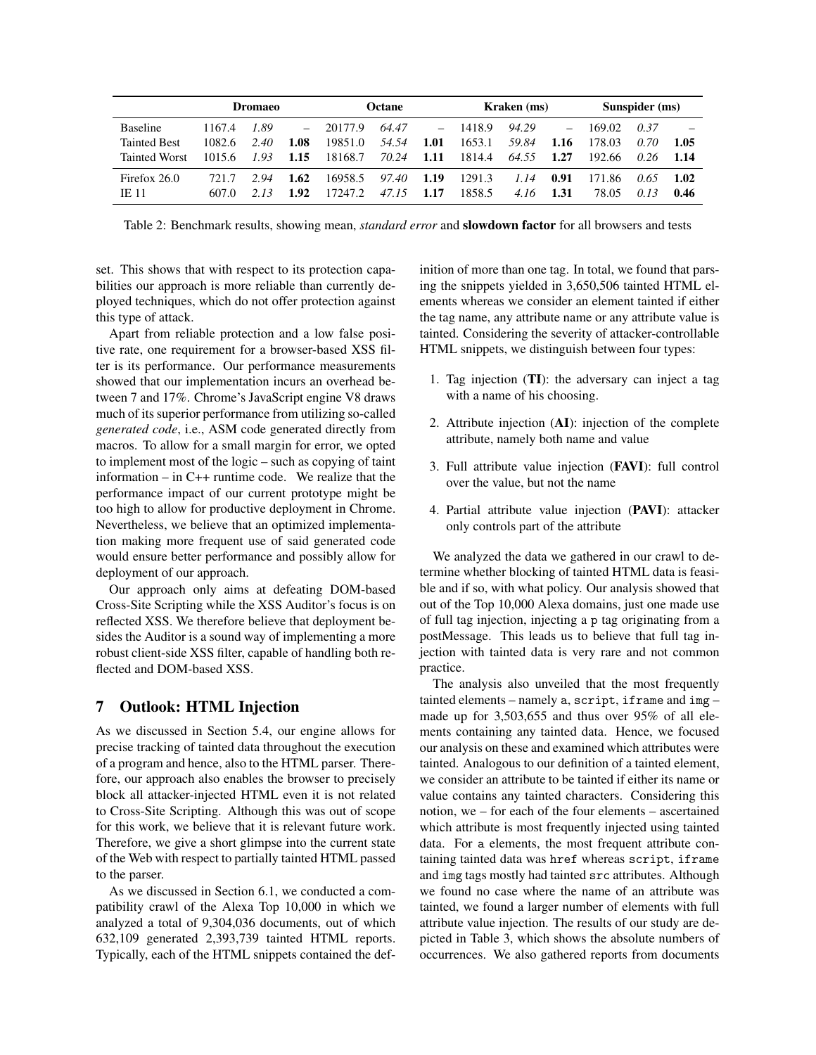| | Dromaeo | | | Octane | | | Kraken (ms) | | | Sunspider (ms) | | |
|---|---|---|---|---|---|---|---|---|---|---|---|---|
| Baseline | 1167.4 | *1.89* | – | 20177.9 | *64.47* | – | 1418.9 | *94.29* | – | 169.02 | *0.37* | – |
| Tainted Best | 1082.6 | *2.40* | **1.08** | 19851.0 | *54.54* | **1.01** | 1653.1 | *59.84* | **1.16** | 178.03 | *0.70* | **1.05** |
| Tainted Worst | 1015.6 | *1.93* | **1.15** | 18168.7 | *70.24* | **1.11** | 1814.4 | *64.55* | **1.27** | 192.66 | *0.26* | **1.14** |
| Firefox 26.0 | 721.7 | *2.94* | **1.62** | 16958.5 | *97.40* | **1.19** | 1291.3 | *1.14* | **0.91** | 171.86 | *0.65* | **1.02** |
| IE 11 | 607.0 | *2.13* | **1.92** | 17247.2 | *47.15* | **1.17** | 1858.5 | *4.16* | **1.31** | 78.05 | *0.13* | **0.46** |

Table 2: Benchmark results, showing mean, *standard error* and **slowdown factor** for all browsers and tests

set. This shows that with respect to its protection capabilities our approach is more reliable than currently deployed techniques, which do not offer protection against this type of attack.

Apart from reliable protection and a low false positive rate, one requirement for a browser-based XSS filter is its performance. Our performance measurements showed that our implementation incurs an overhead between 7 and 17%. Chrome's JavaScript engine V8 draws much of its superior performance from utilizing so-called *generated code*, i.e., ASM code generated directly from macros. To allow for a small margin for error, we opted to implement most of the logic – such as copying of taint information – in C++ runtime code. We realize that the performance impact of our current prototype might be too high to allow for productive deployment in Chrome. Nevertheless, we believe that an optimized implementation making more frequent use of said generated code would ensure better performance and possibly allow for deployment of our approach.

Our approach only aims at defeating DOM-based Cross-Site Scripting while the XSS Auditor's focus is on reflected XSS. We therefore believe that deployment besides the Auditor is a sound way of implementing a more robust client-side XSS filter, capable of handling both reflected and DOM-based XSS.

## 7 Outlook: HTML Injection

As we discussed in Section 5.4, our engine allows for precise tracking of tainted data throughout the execution of a program and hence, also to the HTML parser. Therefore, our approach also enables the browser to precisely block all attacker-injected HTML even it is not related to Cross-Site Scripting. Although this was out of scope for this work, we believe that it is relevant future work. Therefore, we give a short glimpse into the current state of the Web with respect to partially tainted HTML passed to the parser.

As we discussed in Section 6.1, we conducted a compatibility crawl of the Alexa Top 10,000 in which we analyzed a total of 9,304,036 documents, out of which 632,109 generated 2,393,739 tainted HTML reports. Typically, each of the HTML snippets contained the definition of more than one tag. In total, we found that parsing the snippets yielded in 3,650,506 tainted HTML elements whereas we consider an element tainted if either the tag name, any attribute name or any attribute value is tainted. Considering the severity of attacker-controllable HTML snippets, we distinguish between four types:

1. Tag injection (**TI**): the adversary can inject a tag with a name of his choosing.
2. Attribute injection (**AI**): injection of the complete attribute, namely both name and value
3. Full attribute value injection (**FAVI**): full control over the value, but not the name
4. Partial attribute value injection (**PAVI**): attacker only controls part of the attribute

We analyzed the data we gathered in our crawl to determine whether blocking of tainted HTML data is feasible and if so, with what policy. Our analysis showed that out of the Top 10,000 Alexa domains, just one made use of full tag injection, injecting a `p` tag originating from a postMessage. This leads us to believe that full tag injection with tainted data is very rare and not common practice.

The analysis also unveiled that the most frequently tainted elements – namely `a`, `script`, `iframe` and `img` – made up for 3,503,655 and thus over 95% of all elements containing any tainted data. Hence, we focused our analysis on these and examined which attributes were tainted. Analogous to our definition of a tainted element, we consider an attribute to be tainted if either its name or value contains any tainted characters. Considering this notion, we – for each of the four elements – ascertained which attribute is most frequently injected using tainted data. For `a` elements, the most frequent attribute containing tainted data was `href` whereas `script`, `iframe` and `img` tags mostly had tainted `src` attributes. Although we found no case where the name of an attribute was tainted, we found a larger number of elements with full attribute value injection. The results of our study are depicted in Table 3, which shows the absolute numbers of occurrences. We also gathered reports from documents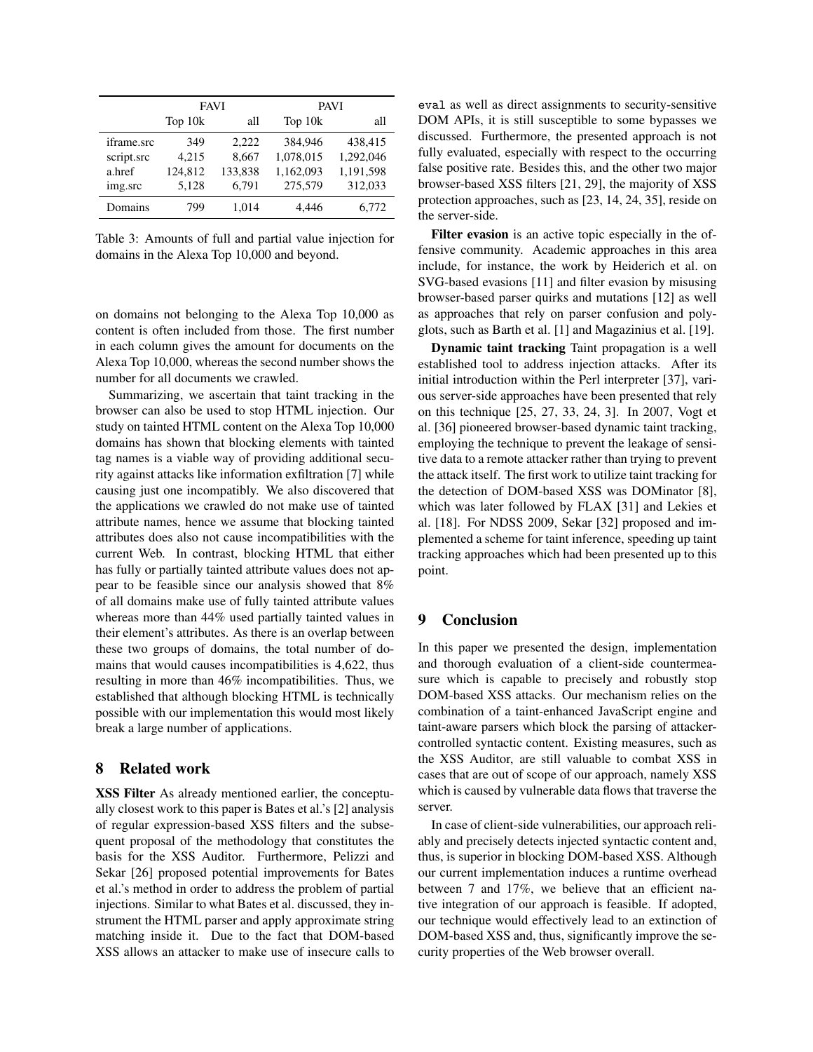| | FAVI | | PAVI | |
|---|---|---|---|---|
| | Top 10k | all | Top 10k | all |
| iframe.src | 349 | 2,222 | 384,946 | 438,415 |
| script.src | 4,215 | 8,667 | 1,078,015 | 1,292,046 |
| a.href | 124,812 | 133,838 | 1,162,093 | 1,191,598 |
| img.src | 5,128 | 6,791 | 275,579 | 312,033 |
| Domains | 799 | 1,014 | 4,446 | 6,772 |

Table 3: Amounts of full and partial value injection for domains in the Alexa Top 10,000 and beyond.

on domains not belonging to the Alexa Top 10,000 as content is often included from those. The first number in each column gives the amount for documents on the Alexa Top 10,000, whereas the second number shows the number for all documents we crawled.

Summarizing, we ascertain that taint tracking in the browser can also be used to stop HTML injection. Our study on tainted HTML content on the Alexa Top 10,000 domains has shown that blocking elements with tainted tag names is a viable way of providing additional security against attacks like information exfiltration [7] while causing just one incompatibly. We also discovered that the applications we crawled do not make use of tainted attribute names, hence we assume that blocking tainted attributes does also not cause incompatibilities with the current Web. In contrast, blocking HTML that either has fully or partially tainted attribute values does not appear to be feasible since our analysis showed that 8% of all domains make use of fully tainted attribute values whereas more than 44% used partially tainted values in their element's attributes. As there is an overlap between these two groups of domains, the total number of domains that would causes incompatibilities is 4,622, thus resulting in more than 46% incompatibilities. Thus, we established that although blocking HTML is technically possible with our implementation this would most likely break a large number of applications.

## 8 Related work

**XSS Filter** As already mentioned earlier, the conceptually closest work to this paper is Bates et al.'s [2] analysis of regular expression-based XSS filters and the subsequent proposal of the methodology that constitutes the basis for the XSS Auditor. Furthermore, Pelizzi and Sekar [26] proposed potential improvements for Bates et al.'s method in order to address the problem of partial injections. Similar to what Bates et al. discussed, they instrument the HTML parser and apply approximate string matching inside it. Due to the fact that DOM-based XSS allows an attacker to make use of insecure calls to `eval` as well as direct assignments to security-sensitive DOM APIs, it is still susceptible to some bypasses we discussed. Furthermore, the presented approach is not fully evaluated, especially with respect to the occurring false positive rate. Besides this, and the other two major browser-based XSS filters [21, 29], the majority of XSS protection approaches, such as [23, 14, 24, 35], reside on the server-side.

**Filter evasion** is an active topic especially in the offensive community. Academic approaches in this area include, for instance, the work by Heiderich et al. on SVG-based evasions [11] and filter evasion by misusing browser-based parser quirks and mutations [12] as well as approaches that rely on parser confusion and polyglots, such as Barth et al. [1] and Magazinius et al. [19].

**Dynamic taint tracking** Taint propagation is a well established tool to address injection attacks. After its initial introduction within the Perl interpreter [37], various server-side approaches have been presented that rely on this technique [25, 27, 33, 24, 3]. In 2007, Vogt et al. [36] pioneered browser-based dynamic taint tracking, employing the technique to prevent the leakage of sensitive data to a remote attacker rather than trying to prevent the attack itself. The first work to utilize taint tracking for the detection of DOM-based XSS was DOMinator [8], which was later followed by FLAX [31] and Lekies et al. [18]. For NDSS 2009, Sekar [32] proposed and implemented a scheme for taint inference, speeding up taint tracking approaches which had been presented up to this point.

## 9 Conclusion

In this paper we presented the design, implementation and thorough evaluation of a client-side countermeasure which is capable to precisely and robustly stop DOM-based XSS attacks. Our mechanism relies on the combination of a taint-enhanced JavaScript engine and taint-aware parsers which block the parsing of attacker-controlled syntactic content. Existing measures, such as the XSS Auditor, are still valuable to combat XSS in cases that are out of scope of our approach, namely XSS which is caused by vulnerable data flows that traverse the server.

In case of client-side vulnerabilities, our approach reliably and precisely detects injected syntactic content and, thus, is superior in blocking DOM-based XSS. Although our current implementation induces a runtime overhead between 7 and 17%, we believe that an efficient native integration of our approach is feasible. If adopted, our technique would effectively lead to an extinction of DOM-based XSS and, thus, significantly improve the security properties of the Web browser overall.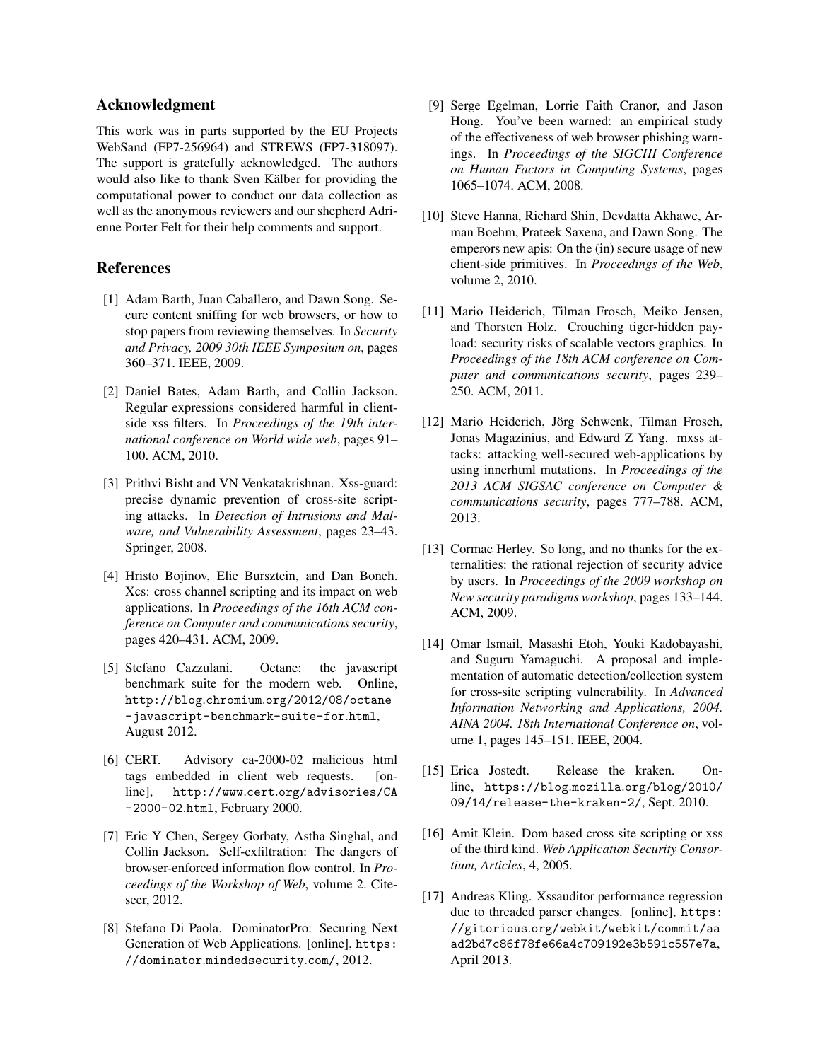## Acknowledgment

This work was in parts supported by the EU Projects WebSand (FP7-256964) and STREWS (FP7-318097). The support is gratefully acknowledged. The authors would also like to thank Sven Kälber for providing the computational power to conduct our data collection as well as the anonymous reviewers and our shepherd Adrienne Porter Felt for their help comments and support.

## References

[1] Adam Barth, Juan Caballero, and Dawn Song. Secure content sniffing for web browsers, or how to stop papers from reviewing themselves. In *Security and Privacy, 2009 30th IEEE Symposium on*, pages 360–371. IEEE, 2009.

[2] Daniel Bates, Adam Barth, and Collin Jackson. Regular expressions considered harmful in client-side xss filters. In *Proceedings of the 19th international conference on World wide web*, pages 91–100. ACM, 2010.

[3] Prithvi Bisht and VN Venkatakrishnan. Xss-guard: precise dynamic prevention of cross-site scripting attacks. In *Detection of Intrusions and Malware, and Vulnerability Assessment*, pages 23–43. Springer, 2008.

[4] Hristo Bojinov, Elie Bursztein, and Dan Boneh. Xcs: cross channel scripting and its impact on web applications. In *Proceedings of the 16th ACM conference on Computer and communications security*, pages 420–431. ACM, 2009.

[5] Stefano Cazzulani. Octane: the javascript benchmark suite for the modern web. Online, `http://blog.chromium.org/2012/08/octane-javascript-benchmark-suite-for.html`, August 2012.

[6] CERT. Advisory ca-2000-02 malicious html tags embedded in client web requests. [online], `http://www.cert.org/advisories/CA-2000-02.html`, February 2000.

[7] Eric Y Chen, Sergey Gorbaty, Astha Singhal, and Collin Jackson. Self-exfiltration: The dangers of browser-enforced information flow control. In *Proceedings of the Workshop of Web*, volume 2. Citeseer, 2012.

[8] Stefano Di Paola. DominatorPro: Securing Next Generation of Web Applications. [online], `https://dominator.mindedsecurity.com/`, 2012.

[9] Serge Egelman, Lorrie Faith Cranor, and Jason Hong. You've been warned: an empirical study of the effectiveness of web browser phishing warnings. In *Proceedings of the SIGCHI Conference on Human Factors in Computing Systems*, pages 1065–1074. ACM, 2008.

[10] Steve Hanna, Richard Shin, Devdatta Akhawe, Arman Boehm, Prateek Saxena, and Dawn Song. The emperors new apis: On the (in) secure usage of new client-side primitives. In *Proceedings of the Web*, volume 2, 2010.

[11] Mario Heiderich, Tilman Frosch, Meiko Jensen, and Thorsten Holz. Crouching tiger-hidden payload: security risks of scalable vectors graphics. In *Proceedings of the 18th ACM conference on Computer and communications security*, pages 239–250. ACM, 2011.

[12] Mario Heiderich, Jörg Schwenk, Tilman Frosch, Jonas Magazinius, and Edward Z Yang. mxss attacks: attacking well-secured web-applications by using innerhtml mutations. In *Proceedings of the 2013 ACM SIGSAC conference on Computer & communications security*, pages 777–788. ACM, 2013.

[13] Cormac Herley. So long, and no thanks for the externalities: the rational rejection of security advice by users. In *Proceedings of the 2009 workshop on New security paradigms workshop*, pages 133–144. ACM, 2009.

[14] Omar Ismail, Masashi Etoh, Youki Kadobayashi, and Suguru Yamaguchi. A proposal and implementation of automatic detection/collection system for cross-site scripting vulnerability. In *Advanced Information Networking and Applications, 2004. AINA 2004. 18th International Conference on*, volume 1, pages 145–151. IEEE, 2004.

[15] Erica Jostedt. Release the kraken. Online, `https://blog.mozilla.org/blog/2010/09/14/release-the-kraken-2/`, Sept. 2010.

[16] Amit Klein. Dom based cross site scripting or xss of the third kind. *Web Application Security Consortium, Articles*, 4, 2005.

[17] Andreas Kling. Xssauditor performance regression due to threaded parser changes. [online], `https://gitorious.org/webkit/webkit/commit/aaad2bd7c86f78fe66a4c709192e3b591c557e7a`, April 2013.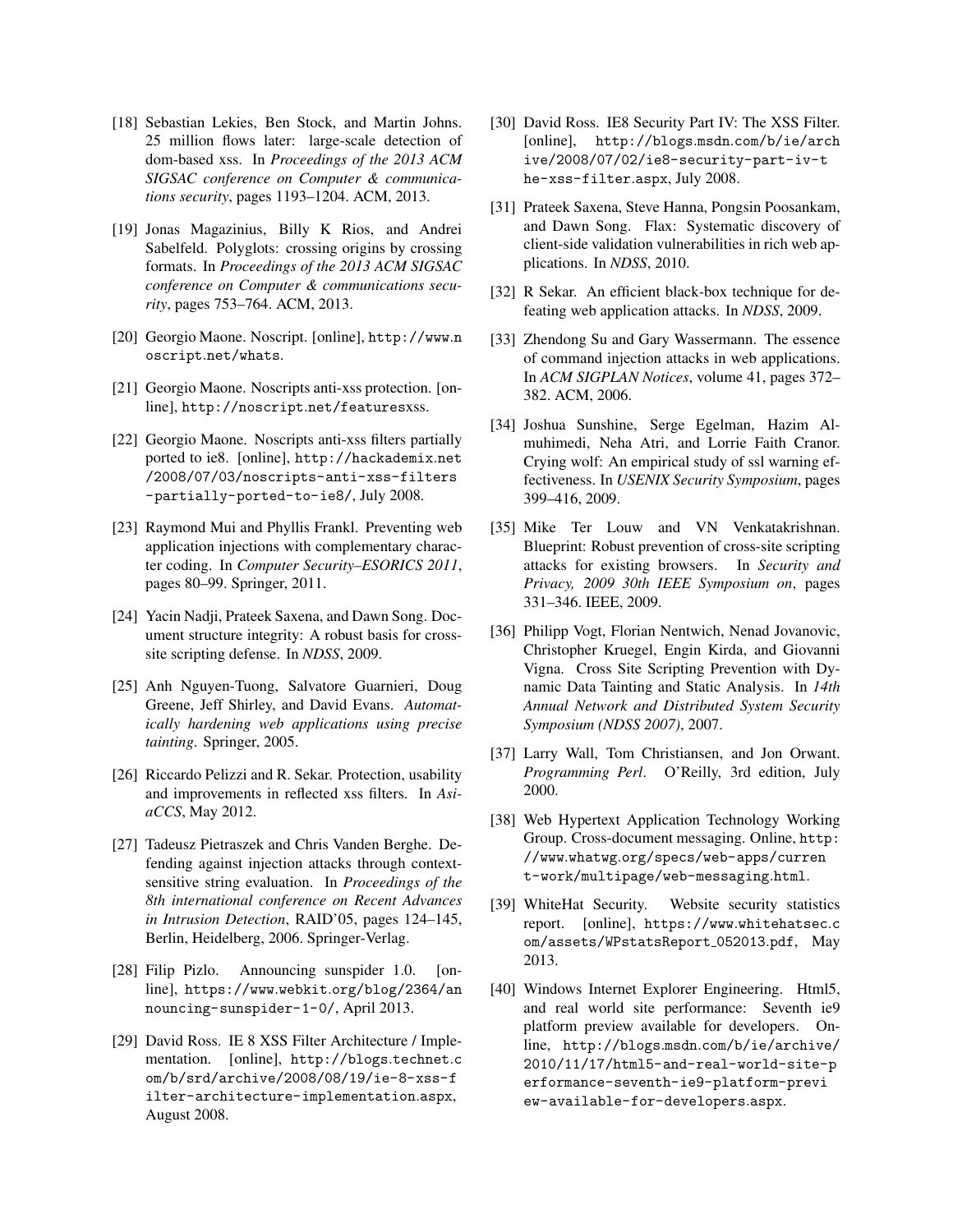[18] Sebastian Lekies, Ben Stock, and Martin Johns. 25 million flows later: large-scale detection of dom-based xss. In *Proceedings of the 2013 ACM SIGSAC conference on Computer & communications security*, pages 1193–1204. ACM, 2013.

[19] Jonas Magazinius, Billy K Rios, and Andrei Sabelfeld. Polyglots: crossing origins by crossing formats. In *Proceedings of the 2013 ACM SIGSAC conference on Computer & communications security*, pages 753–764. ACM, 2013.

[20] Georgio Maone. Noscript. [online], `http://www.noscript.net/whats`.

[21] Georgio Maone. Noscripts anti-xss protection. [online], `http://noscript.net/featuresxss`.

[22] Georgio Maone. Noscripts anti-xss filters partially ported to ie8. [online], `http://hackademix.net/2008/07/03/noscripts-anti-xss-filters-partially-ported-to-ie8/`, July 2008.

[23] Raymond Mui and Phyllis Frankl. Preventing web application injections with complementary character coding. In *Computer Security–ESORICS 2011*, pages 80–99. Springer, 2011.

[24] Yacin Nadji, Prateek Saxena, and Dawn Song. Document structure integrity: A robust basis for cross-site scripting defense. In *NDSS*, 2009.

[25] Anh Nguyen-Tuong, Salvatore Guarnieri, Doug Greene, Jeff Shirley, and David Evans. *Automatically hardening web applications using precise tainting*. Springer, 2005.

[26] Riccardo Pelizzi and R. Sekar. Protection, usability and improvements in reflected xss filters. In *AsiaCCS*, May 2012.

[27] Tadeusz Pietraszek and Chris Vanden Berghe. Defending against injection attacks through context-sensitive string evaluation. In *Proceedings of the 8th international conference on Recent Advances in Intrusion Detection*, RAID'05, pages 124–145, Berlin, Heidelberg, 2006. Springer-Verlag.

[28] Filip Pizlo. Announcing sunspider 1.0. [online], `https://www.webkit.org/blog/2364/announcing-sunspider-1-0/`, April 2013.

[29] David Ross. IE 8 XSS Filter Architecture / Implementation. [online], `http://blogs.technet.com/b/srd/archive/2008/08/19/ie-8-xss-filter-architecture-implementation.aspx`, August 2008.

[30] David Ross. IE8 Security Part IV: The XSS Filter. [online], `http://blogs.msdn.com/b/ie/archive/2008/07/02/ie8-security-part-iv-the-xss-filter.aspx`, July 2008.

[31] Prateek Saxena, Steve Hanna, Pongsin Poosankam, and Dawn Song. Flax: Systematic discovery of client-side validation vulnerabilities in rich web applications. In *NDSS*, 2010.

[32] R Sekar. An efficient black-box technique for defeating web application attacks. In *NDSS*, 2009.

[33] Zhendong Su and Gary Wassermann. The essence of command injection attacks in web applications. In *ACM SIGPLAN Notices*, volume 41, pages 372–382. ACM, 2006.

[34] Joshua Sunshine, Serge Egelman, Hazim Almuhimedi, Neha Atri, and Lorrie Faith Cranor. Crying wolf: An empirical study of ssl warning effectiveness. In *USENIX Security Symposium*, pages 399–416, 2009.

[35] Mike Ter Louw and VN Venkatakrishnan. Blueprint: Robust prevention of cross-site scripting attacks for existing browsers. In *Security and Privacy, 2009 30th IEEE Symposium on*, pages 331–346. IEEE, 2009.

[36] Philipp Vogt, Florian Nentwich, Nenad Jovanovic, Christopher Kruegel, Engin Kirda, and Giovanni Vigna. Cross Site Scripting Prevention with Dynamic Data Tainting and Static Analysis. In *14th Annual Network and Distributed System Security Symposium (NDSS 2007)*, 2007.

[37] Larry Wall, Tom Christiansen, and Jon Orwant. *Programming Perl*. O'Reilly, 3rd edition, July 2000.

[38] Web Hypertext Application Technology Working Group. Cross-document messaging. Online, `http://www.whatwg.org/specs/web-apps/current-work/multipage/web-messaging.html`.

[39] WhiteHat Security. Website security statistics report. [online], `https://www.whitehatsec.com/assets/WPstatsReport_052013.pdf`, May 2013.

[40] Windows Internet Explorer Engineering. Html5, and real world site performance: Seventh ie9 platform preview available for developers. Online, `http://blogs.msdn.com/b/ie/archive/2010/11/17/html5-and-real-world-site-performance-seventh-ie9-platform-preview-available-for-developers.aspx`.